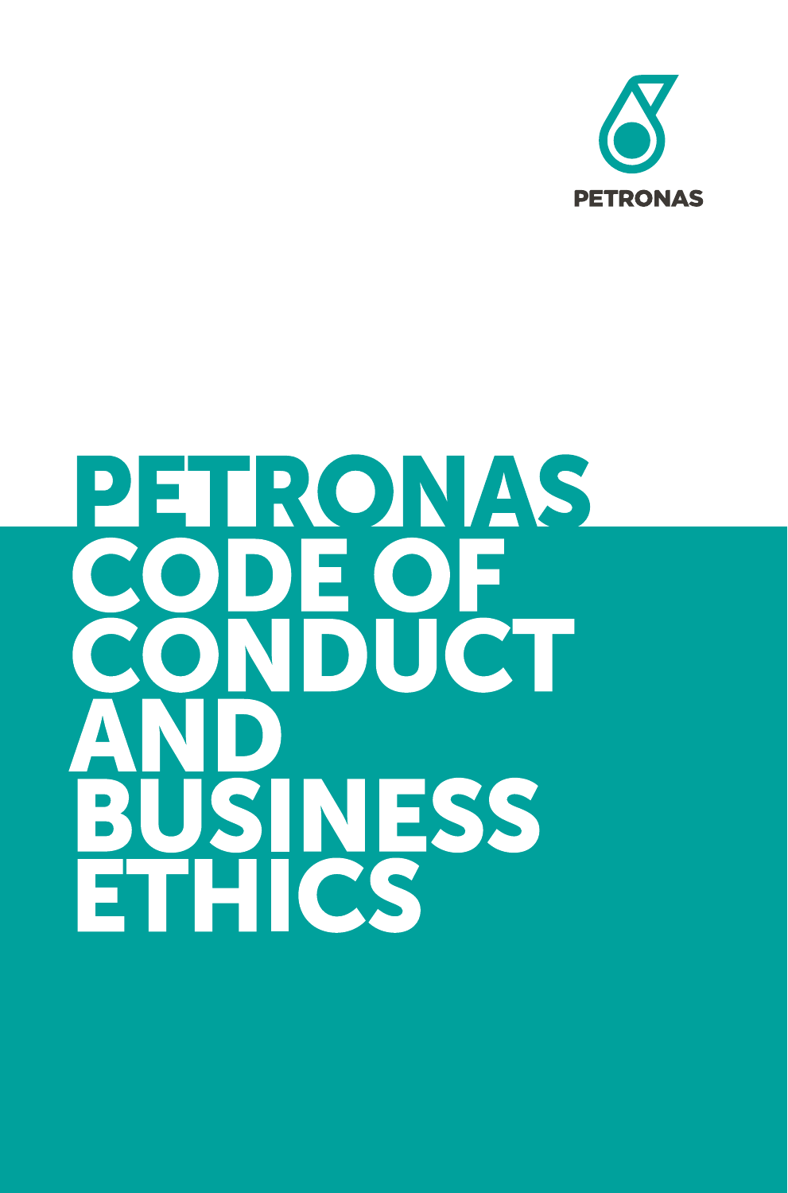PETRONAS

# PETRONAS CODE OF CONDUCT AND BUSINESS ETHICS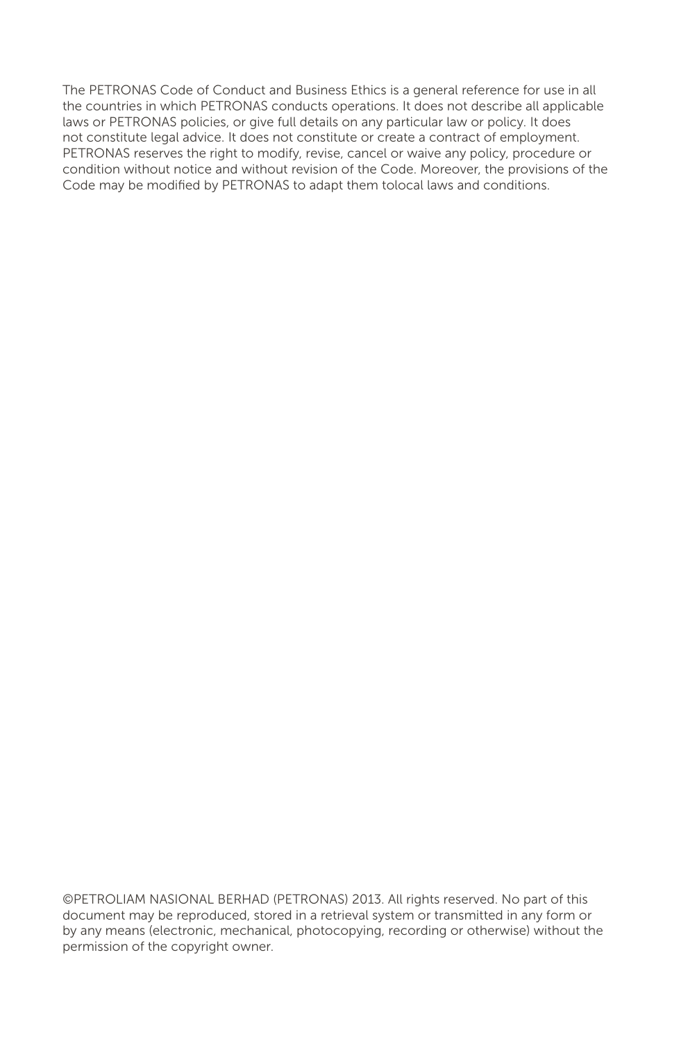The PETRONAS Code of Conduct and Business Ethics is a general reference for use in all the countries in which PETRONAS conducts operations. It does not describe all applicable laws or PETRONAS policies, or give full details on any particular law or policy. It does not constitute legal advice. It does not constitute or create a contract of employment. PETRONAS reserves the right to modify, revise, cancel or waive any policy, procedure or condition without notice and without revision of the Code. Moreover, the provisions of the Code may be modified by PETRONAS to adapt them tolocal laws and conditions.

©PETROLIAM NASIONAL BERHAD (PETRONAS) 2013. All rights reserved. No part of this document may be reproduced, stored in a retrieval system or transmitted in any form or by any means (electronic, mechanical, photocopying, recording or otherwise) without the permission of the copyright owner.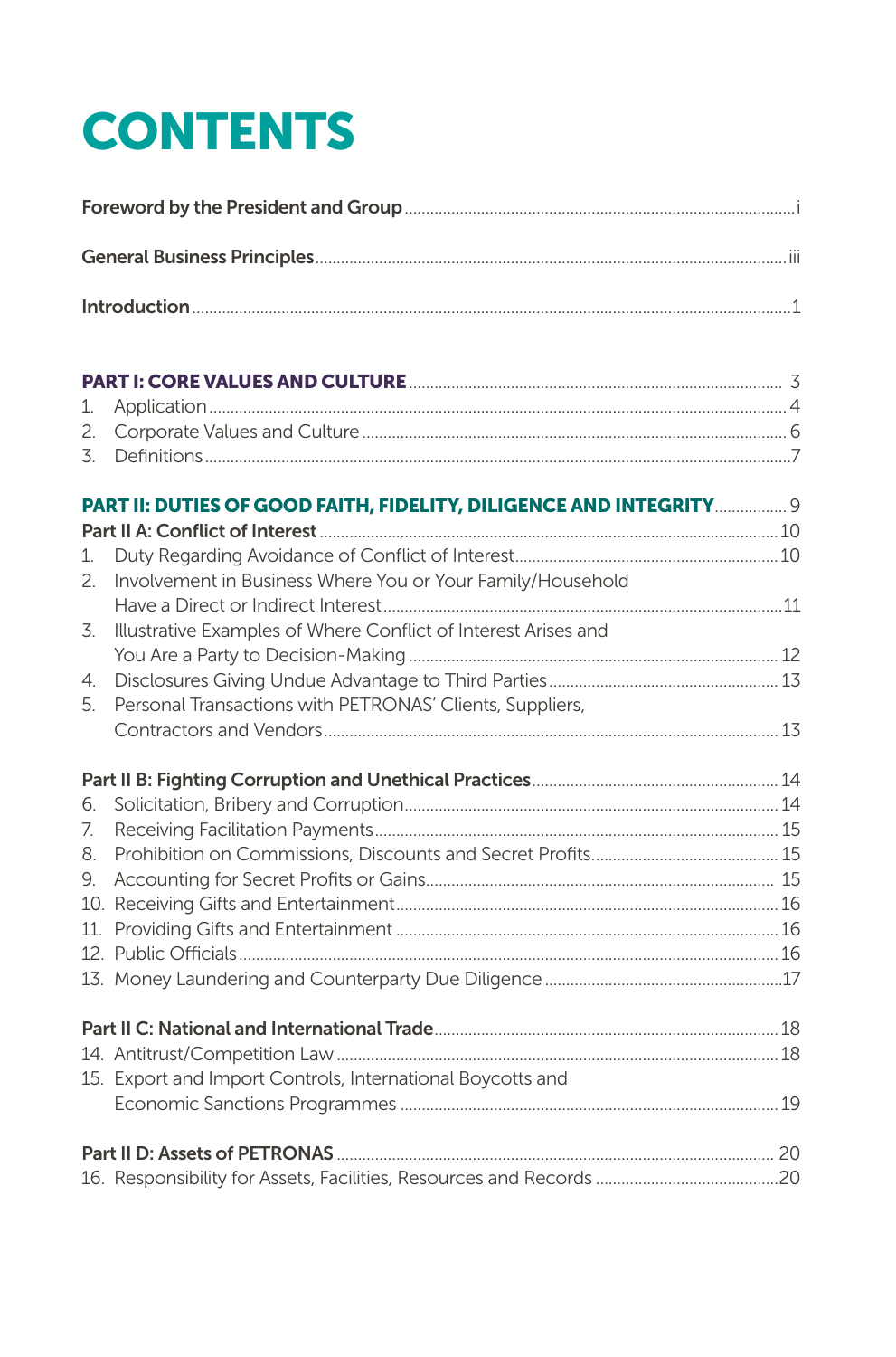# CONTENTS

**Foreword by the President and Group** ........ i

**General Business Principles** ........ iii

**Introduction** ........ 1

**PART I: CORE VALUES AND CULTURE** ........ 3

1. Application ........ 4
2. Corporate Values and Culture ........ 6
3. Definitions ........ 7

**PART II: DUTIES OF GOOD FAITH, FIDELITY, DILIGENCE AND INTEGRITY** ........ 9

**Part II A: Conflict of Interest** ........ 10

1. Duty Regarding Avoidance of Conflict of Interest ........ 10
2. Involvement in Business Where You or Your Family/Household Have a Direct or Indirect Interest ........ 11
3. Illustrative Examples of Where Conflict of Interest Arises and You Are a Party to Decision-Making ........ 12
4. Disclosures Giving Undue Advantage to Third Parties ........ 13
5. Personal Transactions with PETRONAS' Clients, Suppliers, Contractors and Vendors ........ 13

**Part II B: Fighting Corruption and Unethical Practices** ........ 14

6. Solicitation, Bribery and Corruption ........ 14
7. Receiving Facilitation Payments ........ 15
8. Prohibition on Commissions, Discounts and Secret Profits ........ 15
9. Accounting for Secret Profits or Gains ........ 15
10. Receiving Gifts and Entertainment ........ 16
11. Providing Gifts and Entertainment ........ 16
12. Public Officials ........ 16
13. Money Laundering and Counterparty Due Diligence ........ 17

**Part II C: National and International Trade** ........ 18

14. Antitrust/Competition Law ........ 18
15. Export and Import Controls, International Boycotts and Economic Sanctions Programmes ........ 19

**Part II D: Assets of PETRONAS** ........ 20

16. Responsibility for Assets, Facilities, Resources and Records ........ 20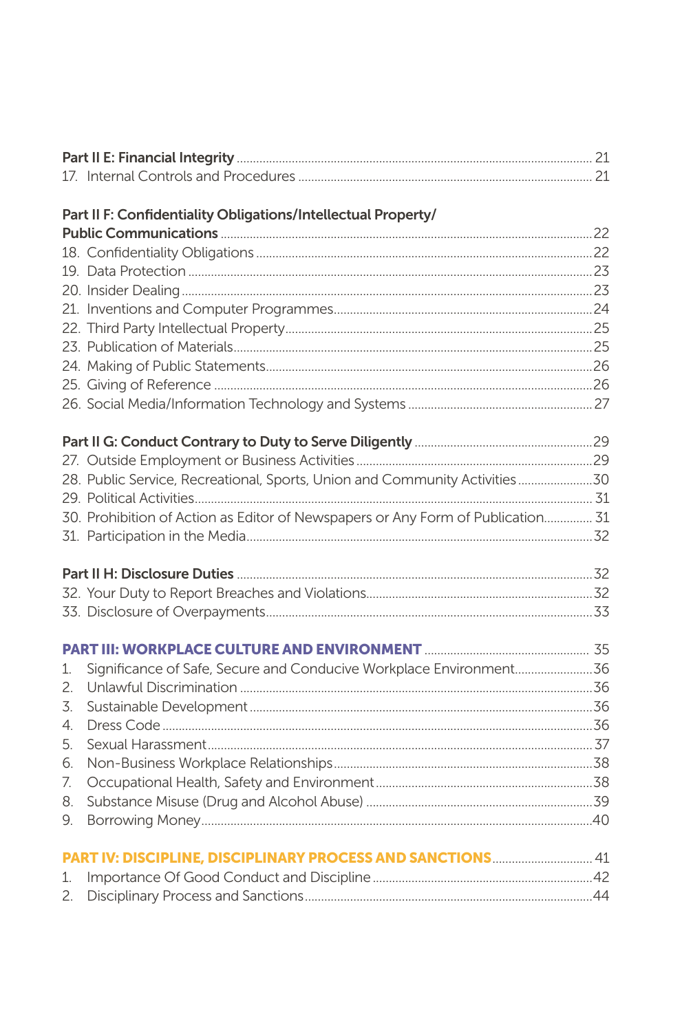**Part II E: Financial Integrity** ............................................................ 21

17. Internal Controls and Procedures ............................................................ 21

**Part II F: Confidentiality Obligations/Intellectual Property/ Public Communications** ............................................................ 22

18. Confidentiality Obligations ............................................................ 22
19. Data Protection ............................................................ 23
20. Insider Dealing ............................................................ 23
21. Inventions and Computer Programmes ............................................................ 24
22. Third Party Intellectual Property ............................................................ 25
23. Publication of Materials ............................................................ 25
24. Making of Public Statements ............................................................ 26
25. Giving of Reference ............................................................ 26
26. Social Media/Information Technology and Systems ............................................................ 27

**Part II G: Conduct Contrary to Duty to Serve Diligently** ............................................................ 29

27. Outside Employment or Business Activities ............................................................ 29
28. Public Service, Recreational, Sports, Union and Community Activities ............................................................ 30
29. Political Activities ............................................................ 31
30. Prohibition of Action as Editor of Newspapers or Any Form of Publication ............................................................ 31
31. Participation in the Media ............................................................ 32

**Part II H: Disclosure Duties** ............................................................ 32

32. Your Duty to Report Breaches and Violations ............................................................ 32
33. Disclosure of Overpayments ............................................................ 33

**PART III: WORKPLACE CULTURE AND ENVIRONMENT** ............................................................ 35

1. Significance of Safe, Secure and Conducive Workplace Environment ............................................................ 36
2. Unlawful Discrimination ............................................................ 36
3. Sustainable Development ............................................................ 36
4. Dress Code ............................................................ 36
5. Sexual Harassment ............................................................ 37
6. Non-Business Workplace Relationships ............................................................ 38
7. Occupational Health, Safety and Environment ............................................................ 38
8. Substance Misuse (Drug and Alcohol Abuse) ............................................................ 39
9. Borrowing Money ............................................................ 40

**PART IV: DISCIPLINE, DISCIPLINARY PROCESS AND SANCTIONS** ............................................................ 41

1. Importance Of Good Conduct and Discipline ............................................................ 42
2. Disciplinary Process and Sanctions ............................................................ 44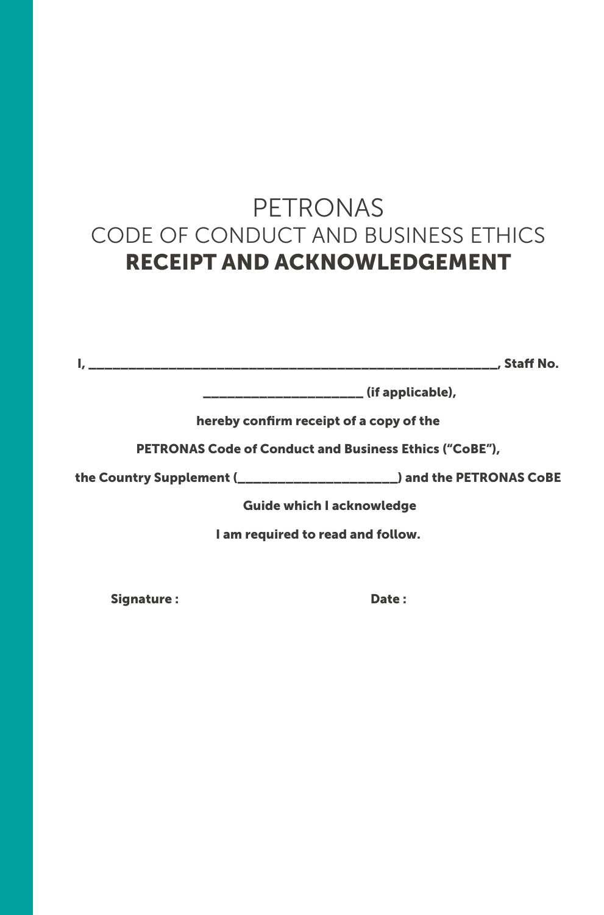# PETRONAS
## CODE OF CONDUCT AND BUSINESS ETHICS
## RECEIPT AND ACKNOWLEDGEMENT

**I, ___________________________________________________________, Staff No.**

**_______________________ (if applicable),**

**hereby confirm receipt of a copy of the**

**PETRONAS Code of Conduct and Business Ethics ("CoBE"),**

**the Country Supplement (_______________________) and the PETRONAS CoBE**

**Guide which I acknowledge**

**I am required to read and follow.**

**Signature :** **Date :**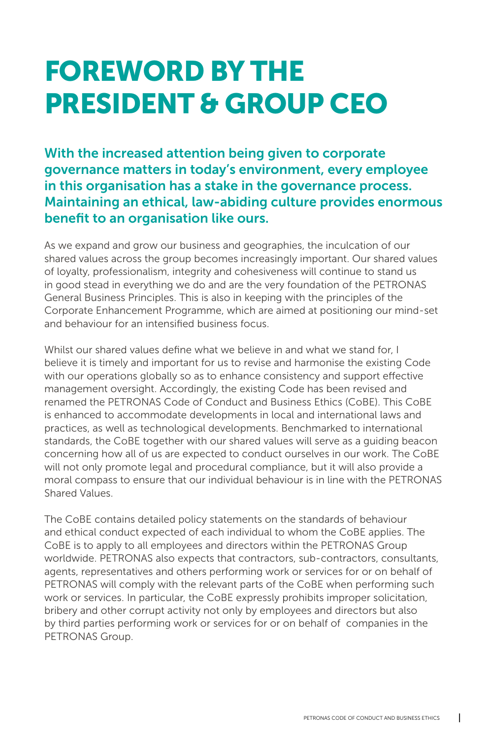# FOREWORD BY THE PRESIDENT & GROUP CEO

**With the increased attention being given to corporate governance matters in today's environment, every employee in this organisation has a stake in the governance process. Maintaining an ethical, law-abiding culture provides enormous benefit to an organisation like ours.**

As we expand and grow our business and geographies, the inculcation of our shared values across the group becomes increasingly important. Our shared values of loyalty, professionalism, integrity and cohesiveness will continue to stand us in good stead in everything we do and are the very foundation of the PETRONAS General Business Principles. This is also in keeping with the principles of the Corporate Enhancement Programme, which are aimed at positioning our mind-set and behaviour for an intensified business focus.

Whilst our shared values define what we believe in and what we stand for, I believe it is timely and important for us to revise and harmonise the existing Code with our operations globally so as to enhance consistency and support effective management oversight. Accordingly, the existing Code has been revised and renamed the PETRONAS Code of Conduct and Business Ethics (CoBE). This CoBE is enhanced to accommodate developments in local and international laws and practices, as well as technological developments. Benchmarked to international standards, the CoBE together with our shared values will serve as a guiding beacon concerning how all of us are expected to conduct ourselves in our work. The CoBE will not only promote legal and procedural compliance, but it will also provide a moral compass to ensure that our individual behaviour is in line with the PETRONAS Shared Values.

The CoBE contains detailed policy statements on the standards of behaviour and ethical conduct expected of each individual to whom the CoBE applies. The CoBE is to apply to all employees and directors within the PETRONAS Group worldwide. PETRONAS also expects that contractors, sub-contractors, consultants, agents, representatives and others performing work or services for or on behalf of PETRONAS will comply with the relevant parts of the CoBE when performing such work or services. In particular, the CoBE expressly prohibits improper solicitation, bribery and other corrupt activity not only by employees and directors but also by third parties performing work or services for or on behalf of companies in the PETRONAS Group.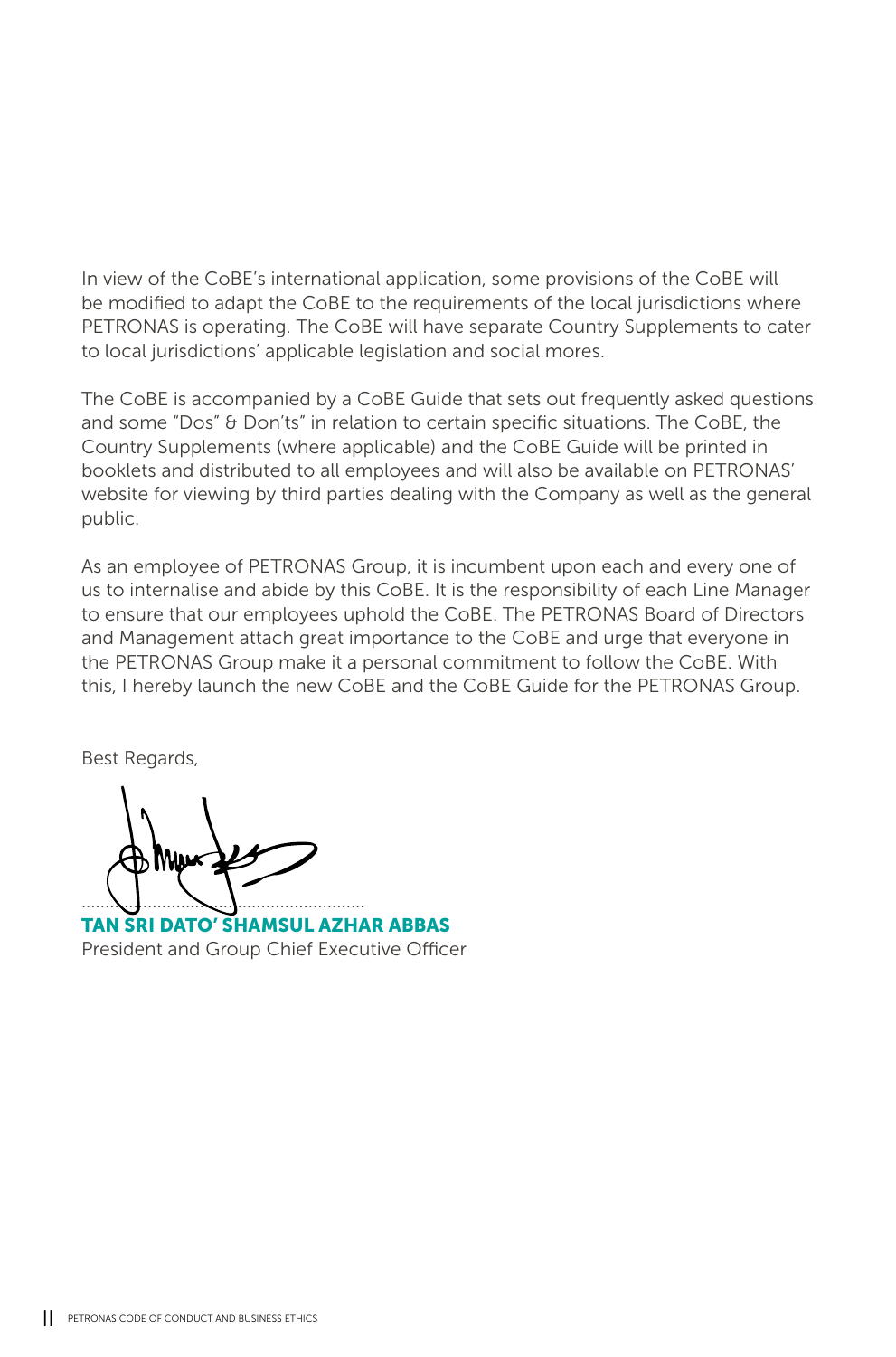In view of the CoBE's international application, some provisions of the CoBE will be modified to adapt the CoBE to the requirements of the local jurisdictions where PETRONAS is operating. The CoBE will have separate Country Supplements to cater to local jurisdictions' applicable legislation and social mores.

The CoBE is accompanied by a CoBE Guide that sets out frequently asked questions and some "Dos" & Don'ts" in relation to certain specific situations. The CoBE, the Country Supplements (where applicable) and the CoBE Guide will be printed in booklets and distributed to all employees and will also be available on PETRONAS' website for viewing by third parties dealing with the Company as well as the general public.

As an employee of PETRONAS Group, it is incumbent upon each and every one of us to internalise and abide by this CoBE. It is the responsibility of each Line Manager to ensure that our employees uphold the CoBE. The PETRONAS Board of Directors and Management attach great importance to the CoBE and urge that everyone in the PETRONAS Group make it a personal commitment to follow the CoBE. With this, I hereby launch the new CoBE and the CoBE Guide for the PETRONAS Group.

Best Regards,

**TAN SRI DATO' SHAMSUL AZHAR ABBAS**
President and Group Chief Executive Officer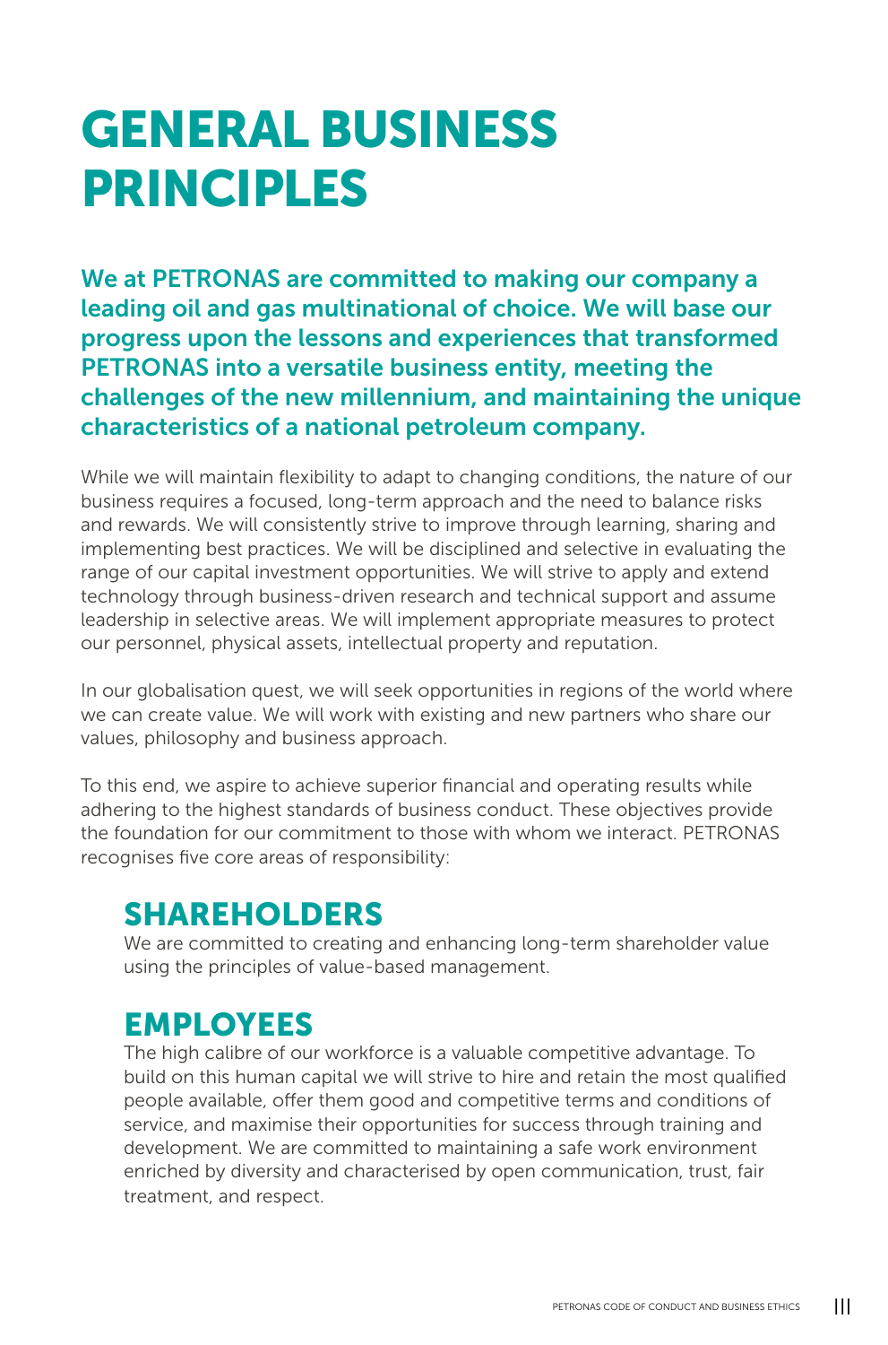# GENERAL BUSINESS PRINCIPLES

**We at PETRONAS are committed to making our company a leading oil and gas multinational of choice. We will base our progress upon the lessons and experiences that transformed PETRONAS into a versatile business entity, meeting the challenges of the new millennium, and maintaining the unique characteristics of a national petroleum company.**

While we will maintain flexibility to adapt to changing conditions, the nature of our business requires a focused, long-term approach and the need to balance risks and rewards. We will consistently strive to improve through learning, sharing and implementing best practices. We will be disciplined and selective in evaluating the range of our capital investment opportunities. We will strive to apply and extend technology through business-driven research and technical support and assume leadership in selective areas. We will implement appropriate measures to protect our personnel, physical assets, intellectual property and reputation.

In our globalisation quest, we will seek opportunities in regions of the world where we can create value. We will work with existing and new partners who share our values, philosophy and business approach.

To this end, we aspire to achieve superior financial and operating results while adhering to the highest standards of business conduct. These objectives provide the foundation for our commitment to those with whom we interact. PETRONAS recognises five core areas of responsibility:

## SHAREHOLDERS

We are committed to creating and enhancing long-term shareholder value using the principles of value-based management.

## EMPLOYEES

The high calibre of our workforce is a valuable competitive advantage. To build on this human capital we will strive to hire and retain the most qualified people available, offer them good and competitive terms and conditions of service, and maximise their opportunities for success through training and development. We are committed to maintaining a safe work environment enriched by diversity and characterised by open communication, trust, fair treatment, and respect.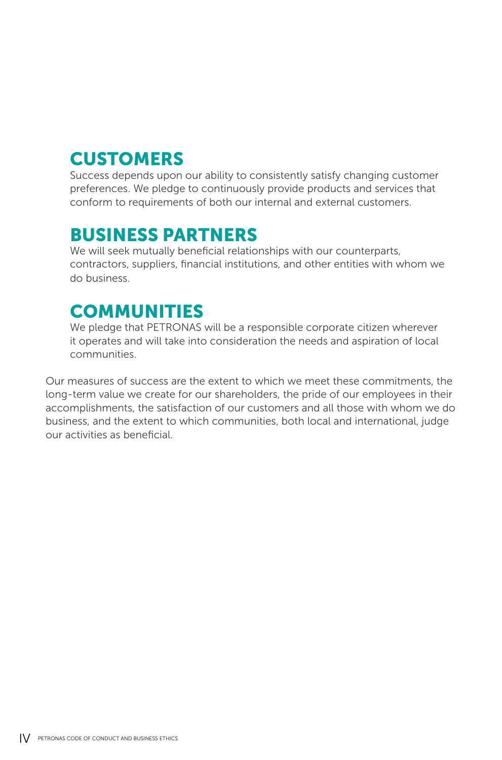## CUSTOMERS

Success depends upon our ability to consistently satisfy changing customer preferences. We pledge to continuously provide products and services that conform to requirements of both our internal and external customers.

## BUSINESS PARTNERS

We will seek mutually beneficial relationships with our counterparts, contractors, suppliers, financial institutions, and other entities with whom we do business.

## COMMUNITIES

We pledge that PETRONAS will be a responsible corporate citizen wherever it operates and will take into consideration the needs and aspiration of local communities.

Our measures of success are the extent to which we meet these commitments, the long-term value we create for our shareholders, the pride of our employees in their accomplishments, the satisfaction of our customers and all those with whom we do business, and the extent to which communities, both local and international, judge our activities as beneficial.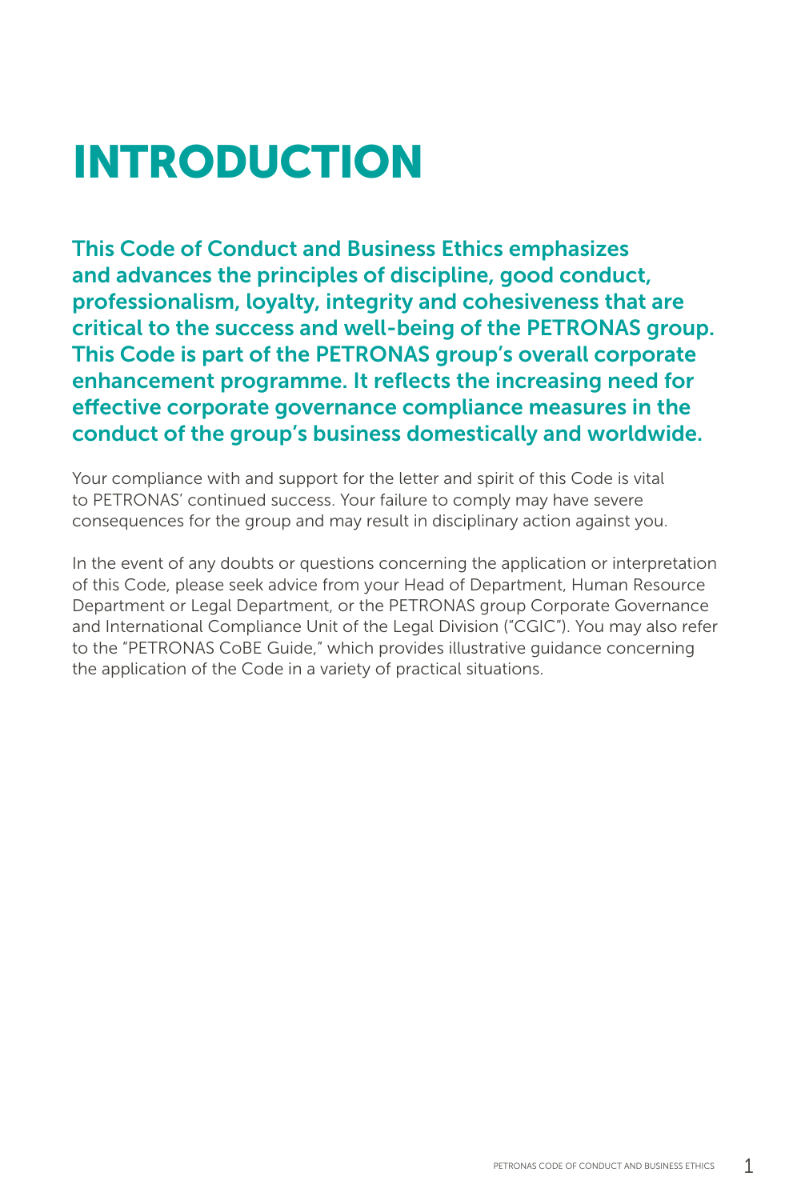# INTRODUCTION

**This Code of Conduct and Business Ethics emphasizes and advances the principles of discipline, good conduct, professionalism, loyalty, integrity and cohesiveness that are critical to the success and well-being of the PETRONAS group. This Code is part of the PETRONAS group's overall corporate enhancement programme. It reflects the increasing need for effective corporate governance compliance measures in the conduct of the group's business domestically and worldwide.**

Your compliance with and support for the letter and spirit of this Code is vital to PETRONAS' continued success. Your failure to comply may have severe consequences for the group and may result in disciplinary action against you.

In the event of any doubts or questions concerning the application or interpretation of this Code, please seek advice from your Head of Department, Human Resource Department or Legal Department, or the PETRONAS group Corporate Governance and International Compliance Unit of the Legal Division ("CGIC"). You may also refer to the "PETRONAS CoBE Guide," which provides illustrative guidance concerning the application of the Code in a variety of practical situations.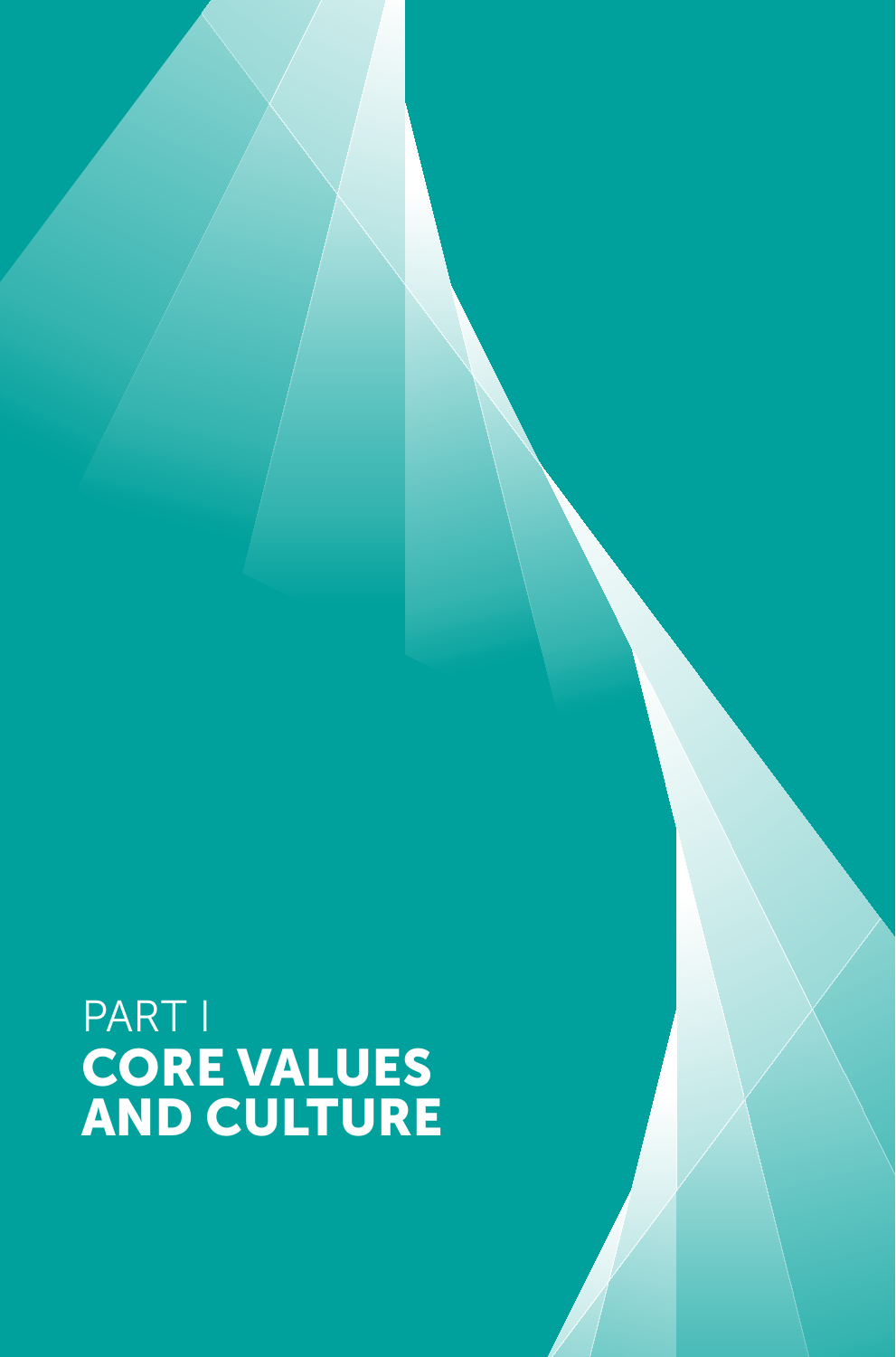# PART I
# CORE VALUES AND CULTURE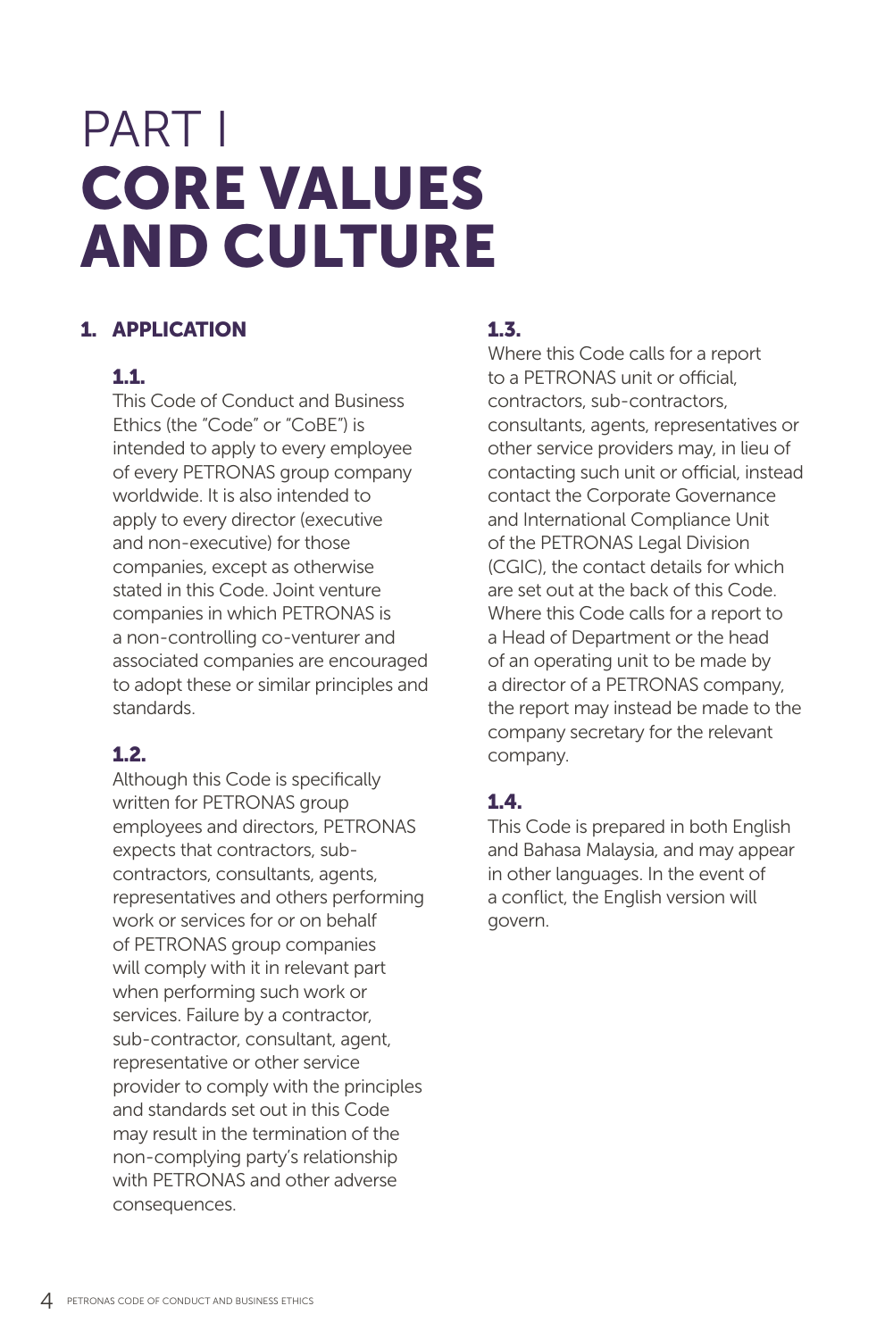# PART I
# CORE VALUES AND CULTURE

## 1. APPLICATION

### 1.1.

This Code of Conduct and Business Ethics (the "Code" or "CoBE") is intended to apply to every employee of every PETRONAS group company worldwide. It is also intended to apply to every director (executive and non-executive) for those companies, except as otherwise stated in this Code. Joint venture companies in which PETRONAS is a non-controlling co-venturer and associated companies are encouraged to adopt these or similar principles and standards.

### 1.2.

Although this Code is specifically written for PETRONAS group employees and directors, PETRONAS expects that contractors, sub-contractors, consultants, agents, representatives and others performing work or services for or on behalf of PETRONAS group companies will comply with it in relevant part when performing such work or services. Failure by a contractor, sub-contractor, consultant, agent, representative or other service provider to comply with the principles and standards set out in this Code may result in the termination of the non-complying party's relationship with PETRONAS and other adverse consequences.

### 1.3.

Where this Code calls for a report to a PETRONAS unit or official, contractors, sub-contractors, consultants, agents, representatives or other service providers may, in lieu of contacting such unit or official, instead contact the Corporate Governance and International Compliance Unit of the PETRONAS Legal Division (CGIC), the contact details for which are set out at the back of this Code. Where this Code calls for a report to a Head of Department or the head of an operating unit to be made by a director of a PETRONAS company, the report may instead be made to the company secretary for the relevant company.

### 1.4.

This Code is prepared in both English and Bahasa Malaysia, and may appear in other languages. In the event of a conflict, the English version will govern.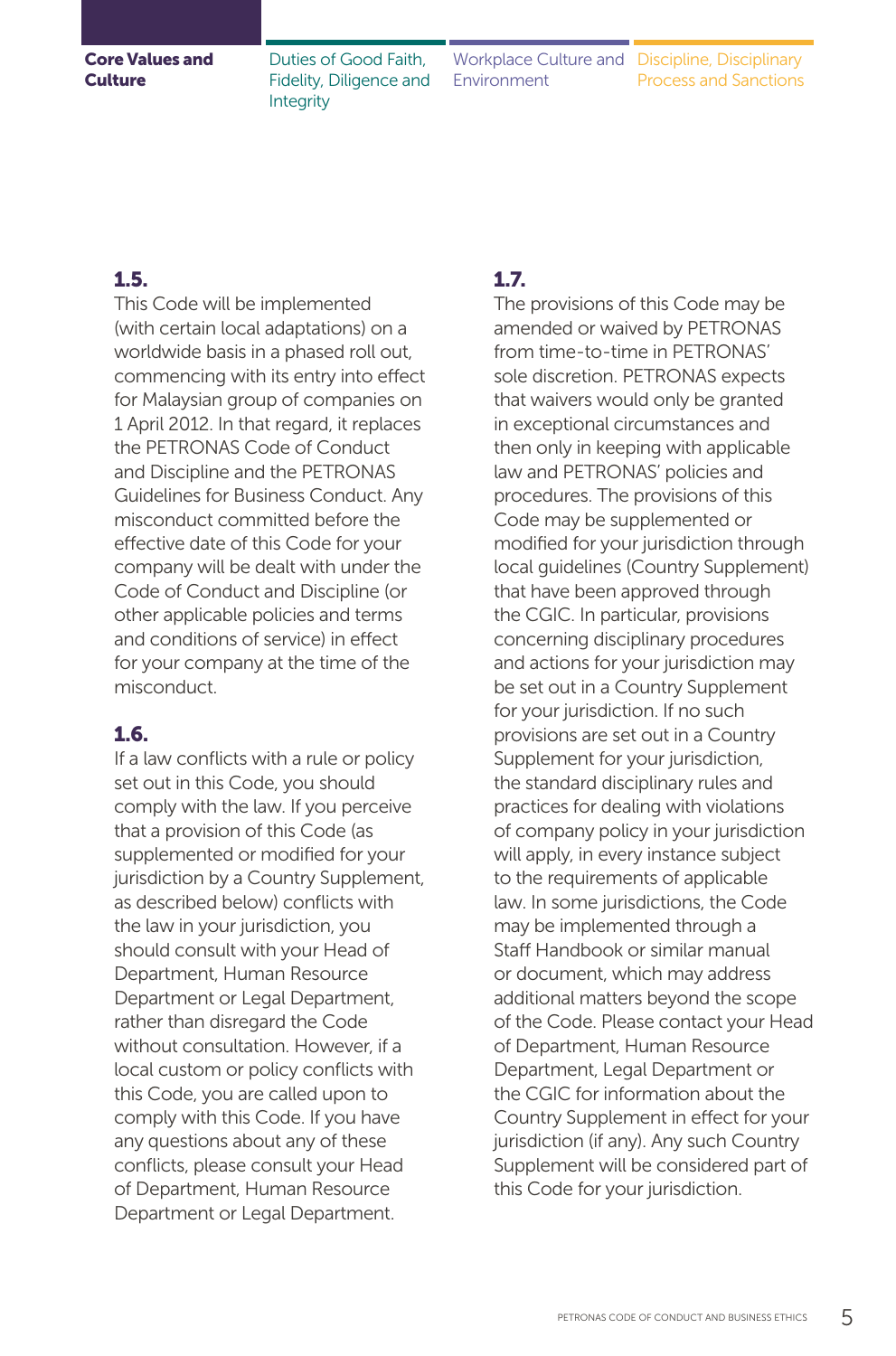## 1.5.

This Code will be implemented (with certain local adaptations) on a worldwide basis in a phased roll out, commencing with its entry into effect for Malaysian group of companies on 1 April 2012. In that regard, it replaces the PETRONAS Code of Conduct and Discipline and the PETRONAS Guidelines for Business Conduct. Any misconduct committed before the effective date of this Code for your company will be dealt with under the Code of Conduct and Discipline (or other applicable policies and terms and conditions of service) in effect for your company at the time of the misconduct.

## 1.6.

If a law conflicts with a rule or policy set out in this Code, you should comply with the law. If you perceive that a provision of this Code (as supplemented or modified for your jurisdiction by a Country Supplement, as described below) conflicts with the law in your jurisdiction, you should consult with your Head of Department, Human Resource Department or Legal Department, rather than disregard the Code without consultation. However, if a local custom or policy conflicts with this Code, you are called upon to comply with this Code. If you have any questions about any of these conflicts, please consult your Head of Department, Human Resource Department or Legal Department.

## 1.7.

The provisions of this Code may be amended or waived by PETRONAS from time-to-time in PETRONAS' sole discretion. PETRONAS expects that waivers would only be granted in exceptional circumstances and then only in keeping with applicable law and PETRONAS' policies and procedures. The provisions of this Code may be supplemented or modified for your jurisdiction through local guidelines (Country Supplement) that have been approved through the CGIC. In particular, provisions concerning disciplinary procedures and actions for your jurisdiction may be set out in a Country Supplement for your jurisdiction. If no such provisions are set out in a Country Supplement for your jurisdiction, the standard disciplinary rules and practices for dealing with violations of company policy in your jurisdiction will apply, in every instance subject to the requirements of applicable law. In some jurisdictions, the Code may be implemented through a Staff Handbook or similar manual or document, which may address additional matters beyond the scope of the Code. Please contact your Head of Department, Human Resource Department, Legal Department or the CGIC for information about the Country Supplement in effect for your jurisdiction (if any). Any such Country Supplement will be considered part of this Code for your jurisdiction.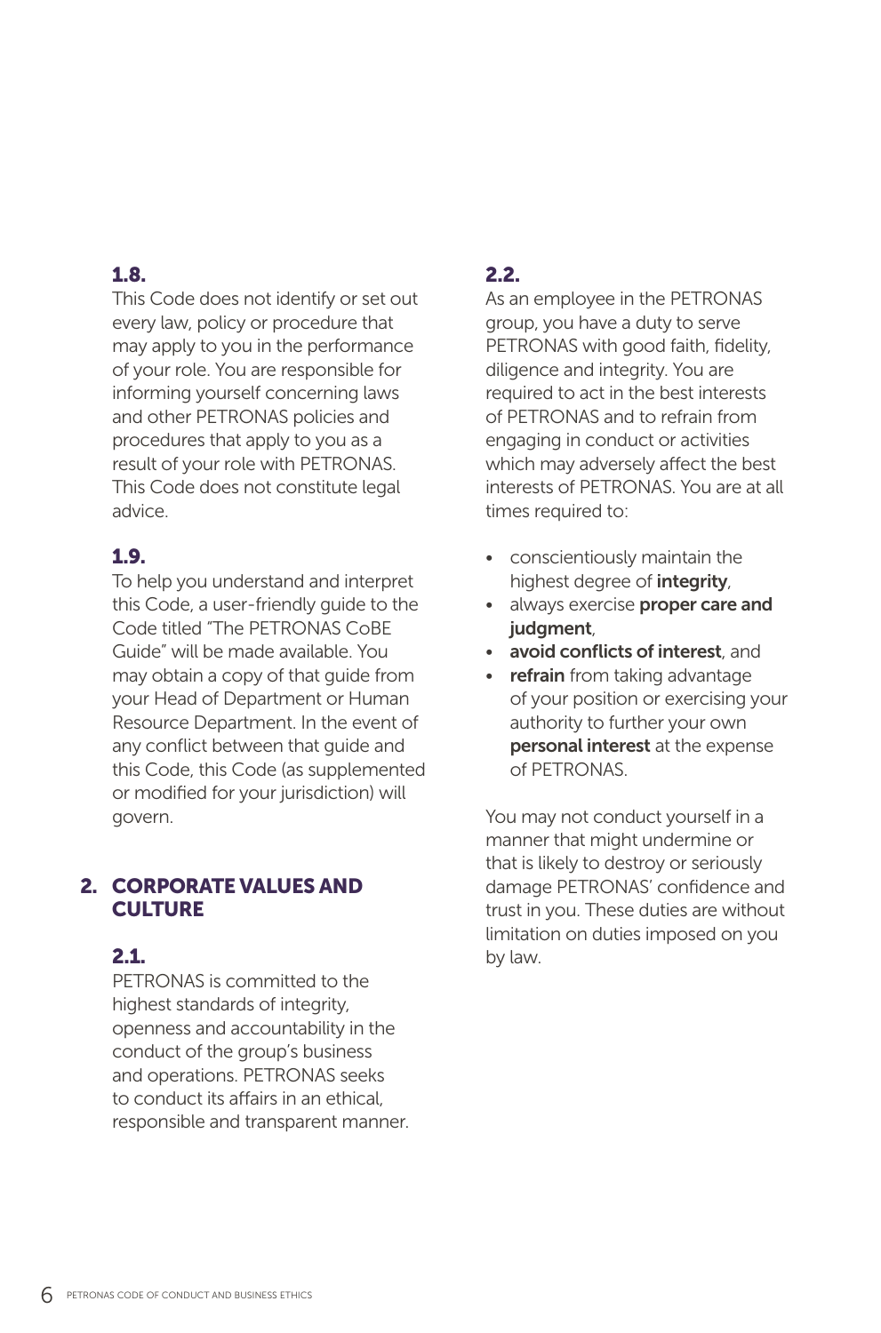### 1.8.

This Code does not identify or set out every law, policy or procedure that may apply to you in the performance of your role. You are responsible for informing yourself concerning laws and other PETRONAS policies and procedures that apply to you as a result of your role with PETRONAS. This Code does not constitute legal advice.

### 1.9.

To help you understand and interpret this Code, a user-friendly guide to the Code titled "The PETRONAS CoBE Guide" will be made available. You may obtain a copy of that guide from your Head of Department or Human Resource Department. In the event of any conflict between that guide and this Code, this Code (as supplemented or modified for your jurisdiction) will govern.

## 2. CORPORATE VALUES AND CULTURE

### 2.1.

PETRONAS is committed to the highest standards of integrity, openness and accountability in the conduct of the group's business and operations. PETRONAS seeks to conduct its affairs in an ethical, responsible and transparent manner.

### 2.2.

As an employee in the PETRONAS group, you have a duty to serve PETRONAS with good faith, fidelity, diligence and integrity. You are required to act in the best interests of PETRONAS and to refrain from engaging in conduct or activities which may adversely affect the best interests of PETRONAS. You are at all times required to:

- conscientiously maintain the highest degree of **integrity**,
- always exercise **proper care and judgment**,
- **avoid conflicts of interest**, and
- **refrain** from taking advantage of your position or exercising your authority to further your own **personal interest** at the expense of PETRONAS.

You may not conduct yourself in a manner that might undermine or that is likely to destroy or seriously damage PETRONAS' confidence and trust in you. These duties are without limitation on duties imposed on you by law.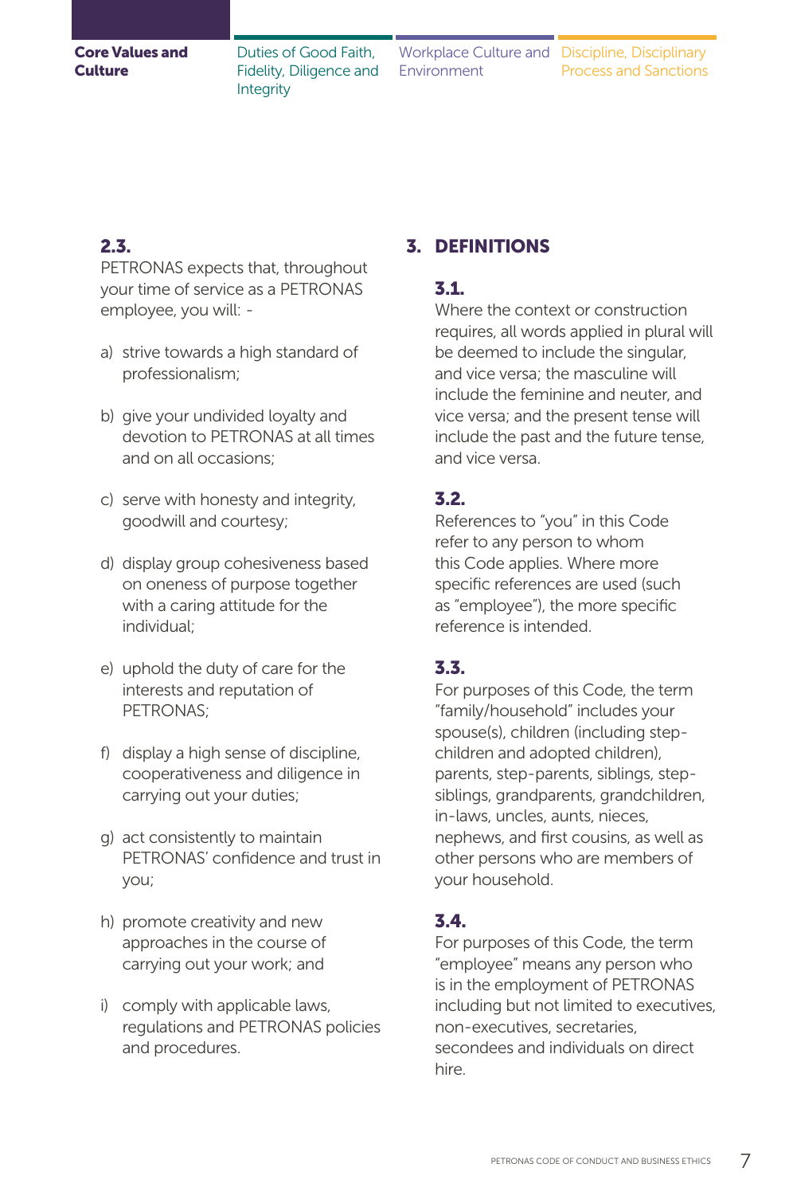**2.3.**
PETRONAS expects that, throughout your time of service as a PETRONAS employee, you will: -

a) strive towards a high standard of professionalism;

b) give your undivided loyalty and devotion to PETRONAS at all times and on all occasions;

c) serve with honesty and integrity, goodwill and courtesy;

d) display group cohesiveness based on oneness of purpose together with a caring attitude for the individual;

e) uphold the duty of care for the interests and reputation of PETRONAS;

f) display a high sense of discipline, cooperativeness and diligence in carrying out your duties;

g) act consistently to maintain PETRONAS' confidence and trust in you;

h) promote creativity and new approaches in the course of carrying out your work; and

i) comply with applicable laws, regulations and PETRONAS policies and procedures.

## 3. DEFINITIONS

**3.1.**
Where the context or construction requires, all words applied in plural will be deemed to include the singular, and vice versa; the masculine will include the feminine and neuter, and vice versa; and the present tense will include the past and the future tense, and vice versa.

**3.2.**
References to "you" in this Code refer to any person to whom this Code applies. Where more specific references are used (such as "employee"), the more specific reference is intended.

**3.3.**
For purposes of this Code, the term "family/household" includes your spouse(s), children (including step-children and adopted children), parents, step-parents, siblings, step-siblings, grandparents, grandchildren, in-laws, uncles, aunts, nieces, nephews, and first cousins, as well as other persons who are members of your household.

**3.4.**
For purposes of this Code, the term "employee" means any person who is in the employment of PETRONAS including but not limited to executives, non-executives, secretaries, secondees and individuals on direct hire.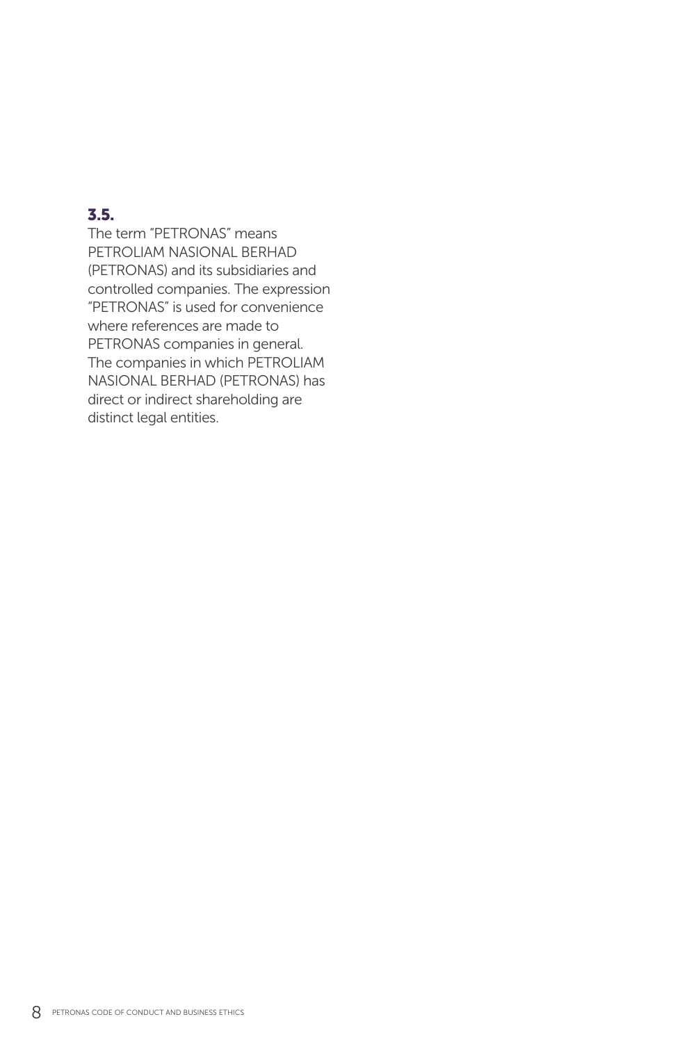**3.5.**

The term "PETRONAS" means PETROLIAM NASIONAL BERHAD (PETRONAS) and its subsidiaries and controlled companies. The expression "PETRONAS" is used for convenience where references are made to PETRONAS companies in general. The companies in which PETROLIAM NASIONAL BERHAD (PETRONAS) has direct or indirect shareholding are distinct legal entities.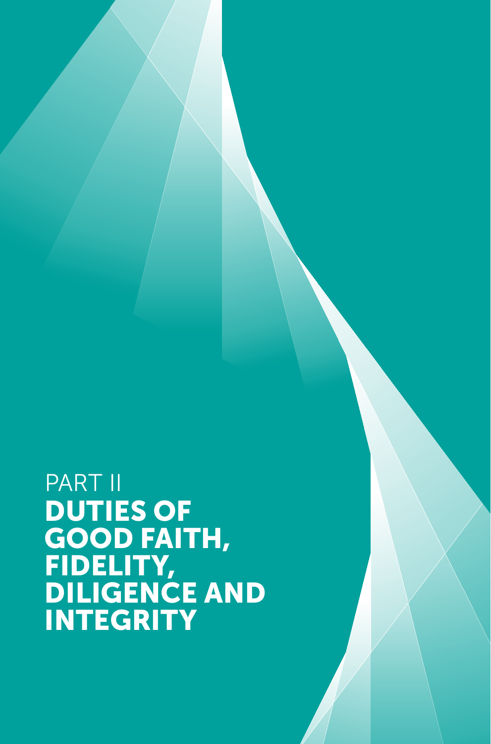# PART II
# DUTIES OF GOOD FAITH, FIDELITY, DILIGENCE AND INTEGRITY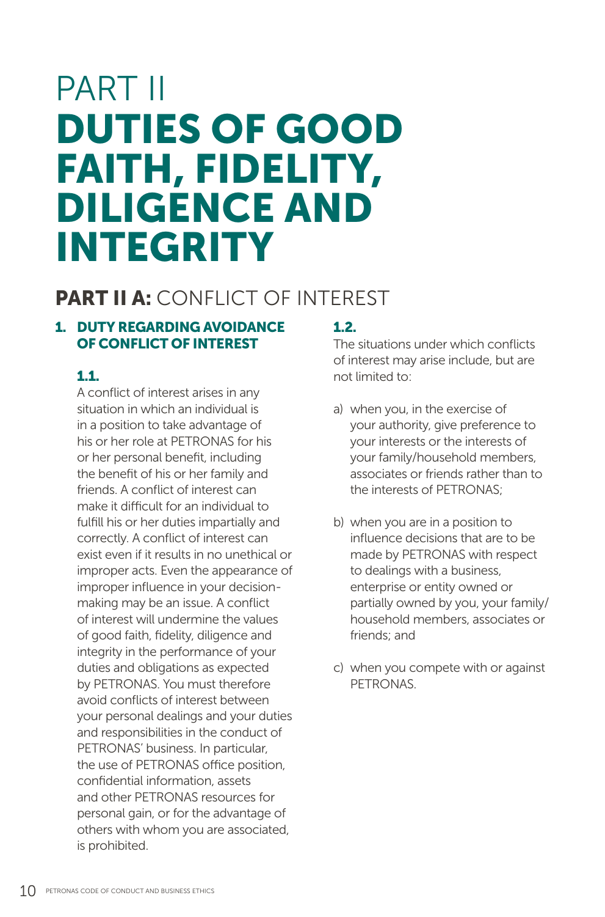# PART II
# DUTIES OF GOOD FAITH, FIDELITY, DILIGENCE AND INTEGRITY

## PART II A: CONFLICT OF INTEREST

### 1. DUTY REGARDING AVOIDANCE OF CONFLICT OF INTEREST

#### 1.1.

A conflict of interest arises in any situation in which an individual is in a position to take advantage of his or her role at PETRONAS for his or her personal benefit, including the benefit of his or her family and friends. A conflict of interest can make it difficult for an individual to fulfill his or her duties impartially and correctly. A conflict of interest can exist even if it results in no unethical or improper acts. Even the appearance of improper influence in your decision-making may be an issue. A conflict of interest will undermine the values of good faith, fidelity, diligence and integrity in the performance of your duties and obligations as expected by PETRONAS. You must therefore avoid conflicts of interest between your personal dealings and your duties and responsibilities in the conduct of PETRONAS' business. In particular, the use of PETRONAS office position, confidential information, assets and other PETRONAS resources for personal gain, or for the advantage of others with whom you are associated, is prohibited.

#### 1.2.

The situations under which conflicts of interest may arise include, but are not limited to:

a) when you, in the exercise of your authority, give preference to your interests or the interests of your family/household members, associates or friends rather than to the interests of PETRONAS;

b) when you are in a position to influence decisions that are to be made by PETRONAS with respect to dealings with a business, enterprise or entity owned or partially owned by you, your family/household members, associates or friends; and

c) when you compete with or against PETRONAS.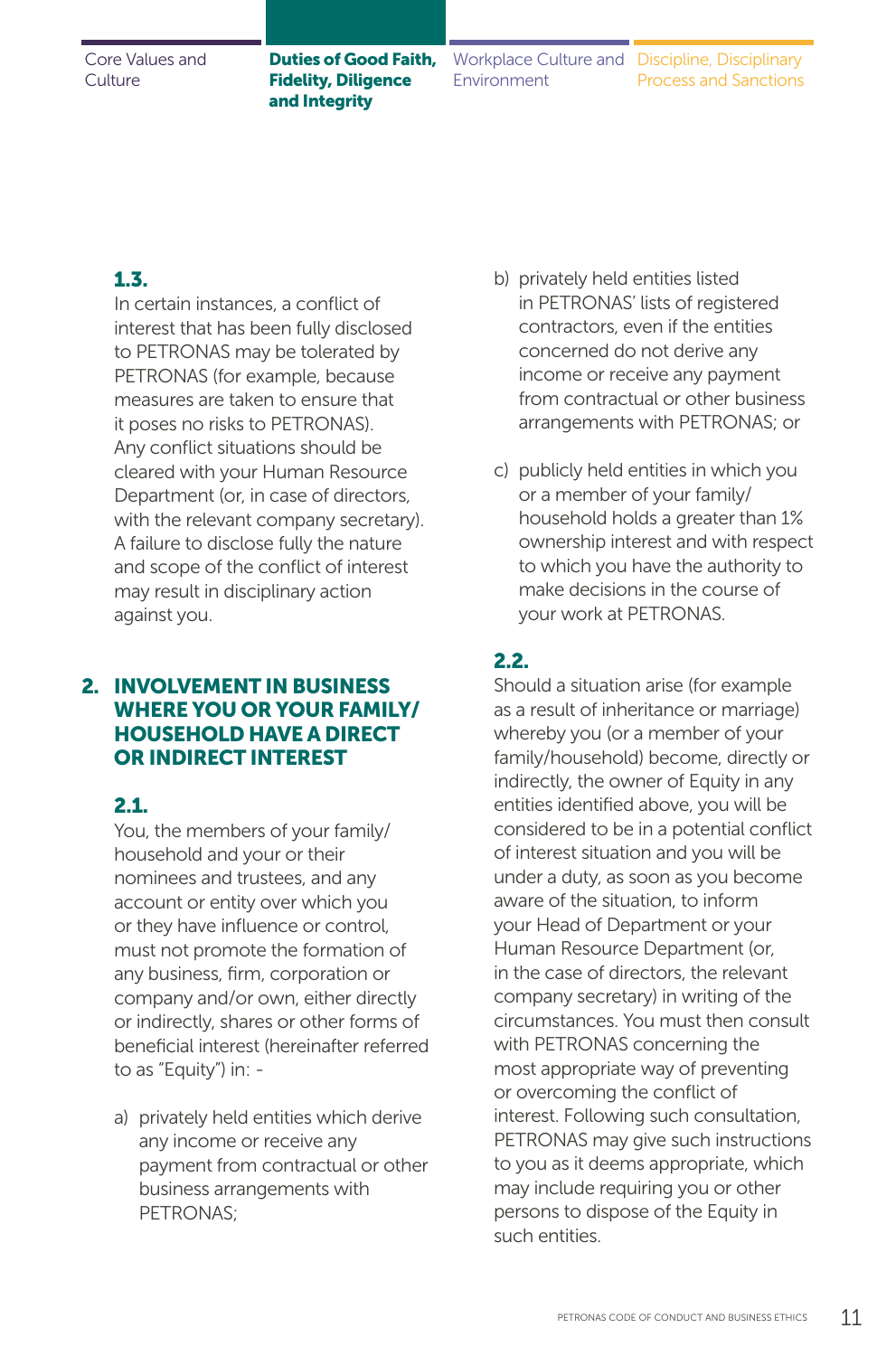### 1.3.

In certain instances, a conflict of interest that has been fully disclosed to PETRONAS may be tolerated by PETRONAS (for example, because measures are taken to ensure that it poses no risks to PETRONAS). Any conflict situations should be cleared with your Human Resource Department (or, in case of directors, with the relevant company secretary). A failure to disclose fully the nature and scope of the conflict of interest may result in disciplinary action against you.

## 2. INVOLVEMENT IN BUSINESS WHERE YOU OR YOUR FAMILY/ HOUSEHOLD HAVE A DIRECT OR INDIRECT INTEREST

### 2.1.

You, the members of your family/ household and your or their nominees and trustees, and any account or entity over which you or they have influence or control, must not promote the formation of any business, firm, corporation or company and/or own, either directly or indirectly, shares or other forms of beneficial interest (hereinafter referred to as "Equity") in: -

a) privately held entities which derive any income or receive any payment from contractual or other business arrangements with PETRONAS;

b) privately held entities listed in PETRONAS' lists of registered contractors, even if the entities concerned do not derive any income or receive any payment from contractual or other business arrangements with PETRONAS; or

c) publicly held entities in which you or a member of your family/ household holds a greater than 1% ownership interest and with respect to which you have the authority to make decisions in the course of your work at PETRONAS.

### 2.2.

Should a situation arise (for example as a result of inheritance or marriage) whereby you (or a member of your family/household) become, directly or indirectly, the owner of Equity in any entities identified above, you will be considered to be in a potential conflict of interest situation and you will be under a duty, as soon as you become aware of the situation, to inform your Head of Department or your Human Resource Department (or, in the case of directors, the relevant company secretary) in writing of the circumstances. You must then consult with PETRONAS concerning the most appropriate way of preventing or overcoming the conflict of interest. Following such consultation, PETRONAS may give such instructions to you as it deems appropriate, which may include requiring you or other persons to dispose of the Equity in such entities.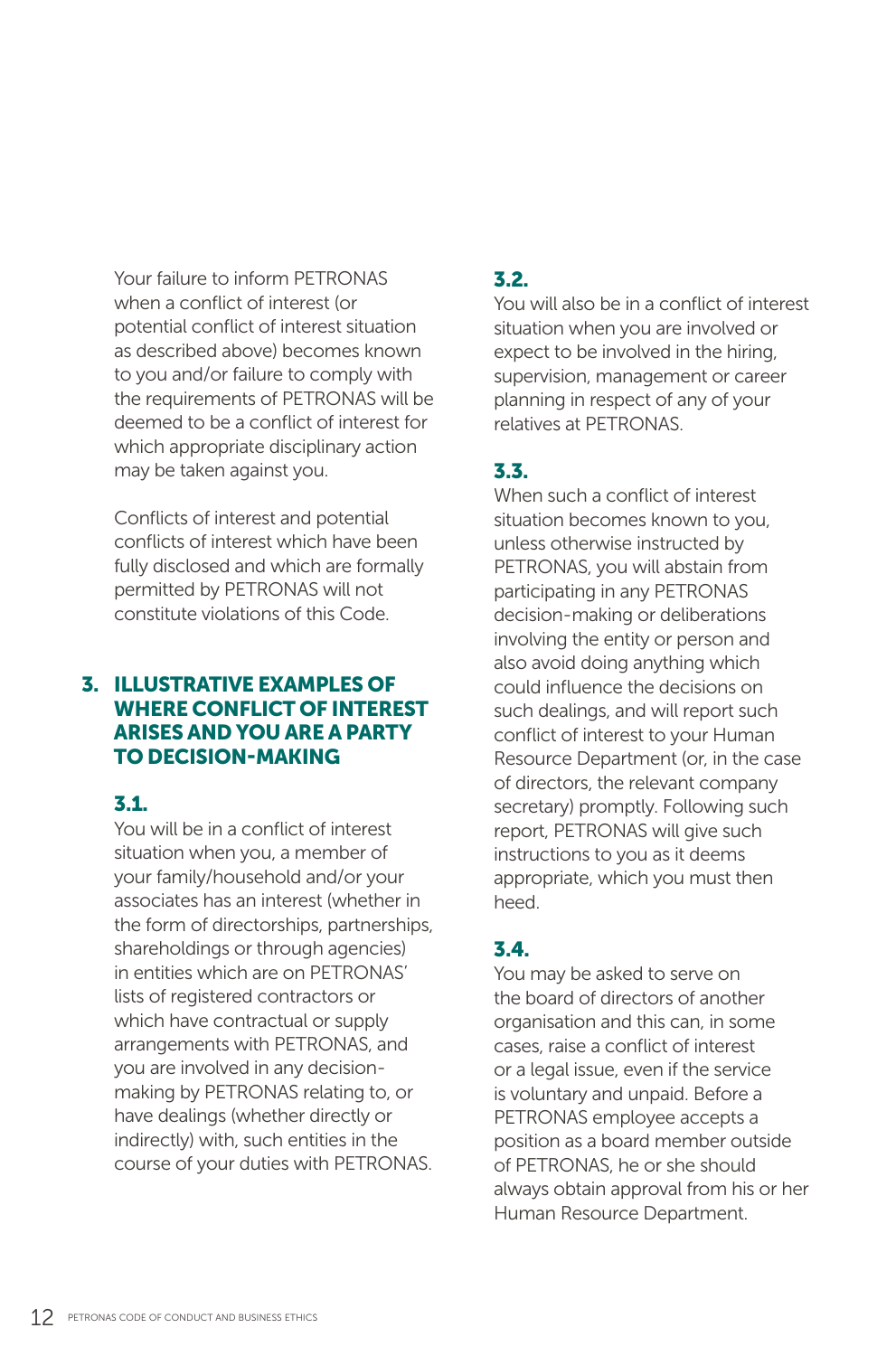Your failure to inform PETRONAS when a conflict of interest (or potential conflict of interest situation as described above) becomes known to you and/or failure to comply with the requirements of PETRONAS will be deemed to be a conflict of interest for which appropriate disciplinary action may be taken against you.

Conflicts of interest and potential conflicts of interest which have been fully disclosed and which are formally permitted by PETRONAS will not constitute violations of this Code.

## 3. ILLUSTRATIVE EXAMPLES OF WHERE CONFLICT OF INTEREST ARISES AND YOU ARE A PARTY TO DECISION-MAKING

### 3.1.

You will be in a conflict of interest situation when you, a member of your family/household and/or your associates has an interest (whether in the form of directorships, partnerships, shareholdings or through agencies) in entities which are on PETRONAS' lists of registered contractors or which have contractual or supply arrangements with PETRONAS, and you are involved in any decision-making by PETRONAS relating to, or have dealings (whether directly or indirectly) with, such entities in the course of your duties with PETRONAS.

### 3.2.

You will also be in a conflict of interest situation when you are involved or expect to be involved in the hiring, supervision, management or career planning in respect of any of your relatives at PETRONAS.

### 3.3.

When such a conflict of interest situation becomes known to you, unless otherwise instructed by PETRONAS, you will abstain from participating in any PETRONAS decision-making or deliberations involving the entity or person and also avoid doing anything which could influence the decisions on such dealings, and will report such conflict of interest to your Human Resource Department (or, in the case of directors, the relevant company secretary) promptly. Following such report, PETRONAS will give such instructions to you as it deems appropriate, which you must then heed.

### 3.4.

You may be asked to serve on the board of directors of another organisation and this can, in some cases, raise a conflict of interest or a legal issue, even if the service is voluntary and unpaid. Before a PETRONAS employee accepts a position as a board member outside of PETRONAS, he or she should always obtain approval from his or her Human Resource Department.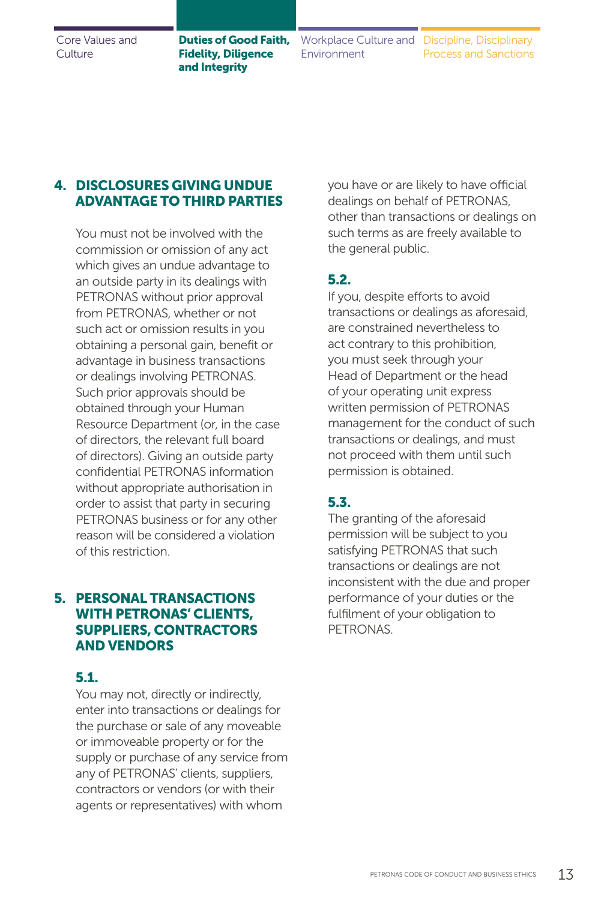## 4. DISCLOSURES GIVING UNDUE ADVANTAGE TO THIRD PARTIES

You must not be involved with the commission or omission of any act which gives an undue advantage to an outside party in its dealings with PETRONAS without prior approval from PETRONAS, whether or not such act or omission results in you obtaining a personal gain, benefit or advantage in business transactions or dealings involving PETRONAS. Such prior approvals should be obtained through your Human Resource Department (or, in the case of directors, the relevant full board of directors). Giving an outside party confidential PETRONAS information without appropriate authorisation in order to assist that party in securing PETRONAS business or for any other reason will be considered a violation of this restriction.

## 5. PERSONAL TRANSACTIONS WITH PETRONAS' CLIENTS, SUPPLIERS, CONTRACTORS AND VENDORS

### 5.1.

You may not, directly or indirectly, enter into transactions or dealings for the purchase or sale of any moveable or immoveable property or for the supply or purchase of any service from any of PETRONAS' clients, suppliers, contractors or vendors (or with their agents or representatives) with whom you have or are likely to have official dealings on behalf of PETRONAS, other than transactions or dealings on such terms as are freely available to the general public.

### 5.2.

If you, despite efforts to avoid transactions or dealings as aforesaid, are constrained nevertheless to act contrary to this prohibition, you must seek through your Head of Department or the head of your operating unit express written permission of PETRONAS management for the conduct of such transactions or dealings, and must not proceed with them until such permission is obtained.

### 5.3.

The granting of the aforesaid permission will be subject to you satisfying PETRONAS that such transactions or dealings are not inconsistent with the due and proper performance of your duties or the fulfilment of your obligation to PETRONAS.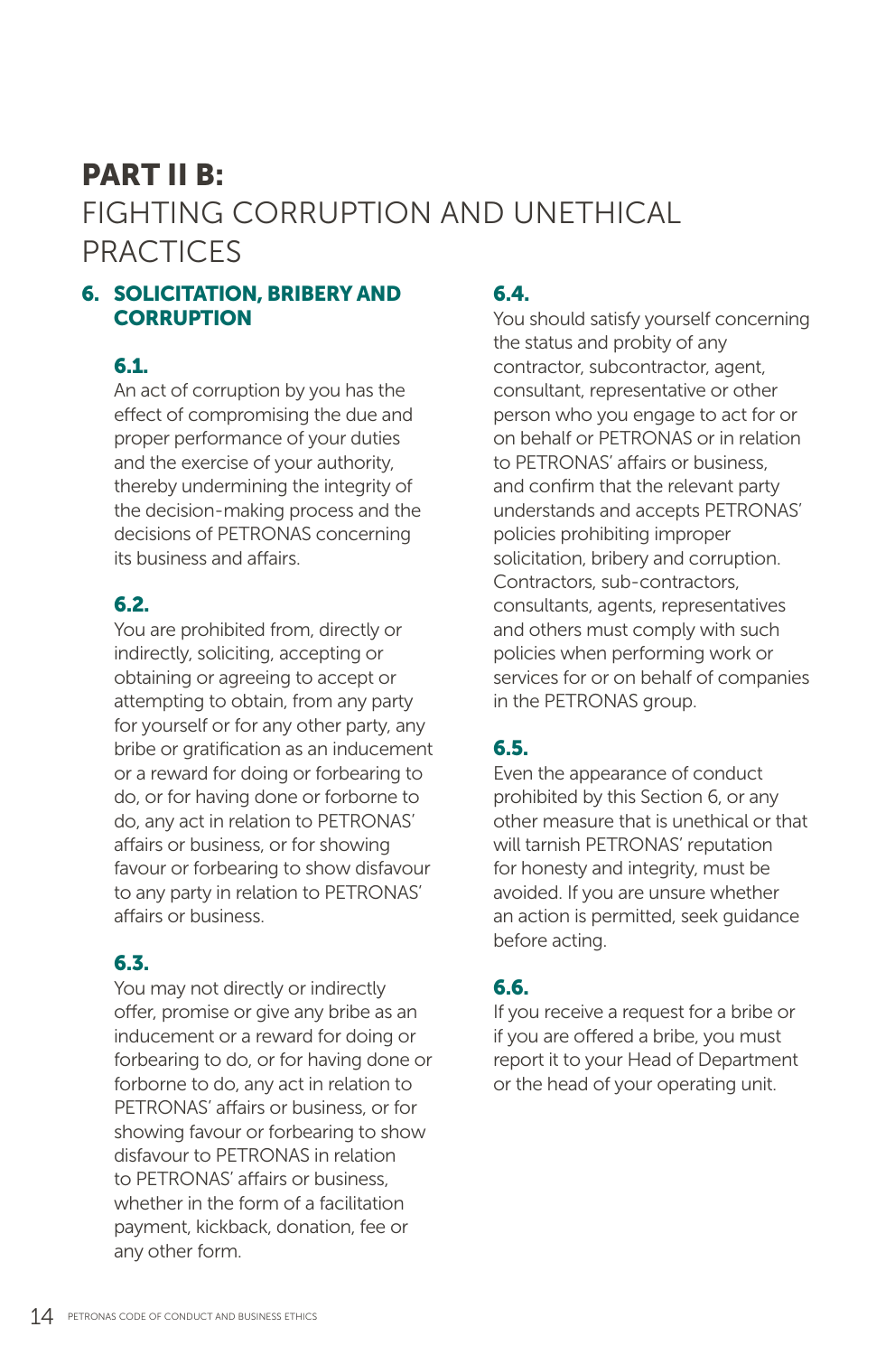# PART II B:
FIGHTING CORRUPTION AND UNETHICAL PRACTICES

## 6. SOLICITATION, BRIBERY AND CORRUPTION

### 6.1.

An act of corruption by you has the effect of compromising the due and proper performance of your duties and the exercise of your authority, thereby undermining the integrity of the decision-making process and the decisions of PETRONAS concerning its business and affairs.

### 6.2.

You are prohibited from, directly or indirectly, soliciting, accepting or obtaining or agreeing to accept or attempting to obtain, from any party for yourself or for any other party, any bribe or gratification as an inducement or a reward for doing or forbearing to do, or for having done or forborne to do, any act in relation to PETRONAS' affairs or business, or for showing favour or forbearing to show disfavour to any party in relation to PETRONAS' affairs or business.

### 6.3.

You may not directly or indirectly offer, promise or give any bribe as an inducement or a reward for doing or forbearing to do, or for having done or forborne to do, any act in relation to PETRONAS' affairs or business, or for showing favour or forbearing to show disfavour to PETRONAS in relation to PETRONAS' affairs or business, whether in the form of a facilitation payment, kickback, donation, fee or any other form.

### 6.4.

You should satisfy yourself concerning the status and probity of any contractor, subcontractor, agent, consultant, representative or other person who you engage to act for or on behalf or PETRONAS or in relation to PETRONAS' affairs or business, and confirm that the relevant party understands and accepts PETRONAS' policies prohibiting improper solicitation, bribery and corruption. Contractors, sub-contractors, consultants, agents, representatives and others must comply with such policies when performing work or services for or on behalf of companies in the PETRONAS group.

### 6.5.

Even the appearance of conduct prohibited by this Section 6, or any other measure that is unethical or that will tarnish PETRONAS' reputation for honesty and integrity, must be avoided. If you are unsure whether an action is permitted, seek guidance before acting.

### 6.6.

If you receive a request for a bribe or if you are offered a bribe, you must report it to your Head of Department or the head of your operating unit.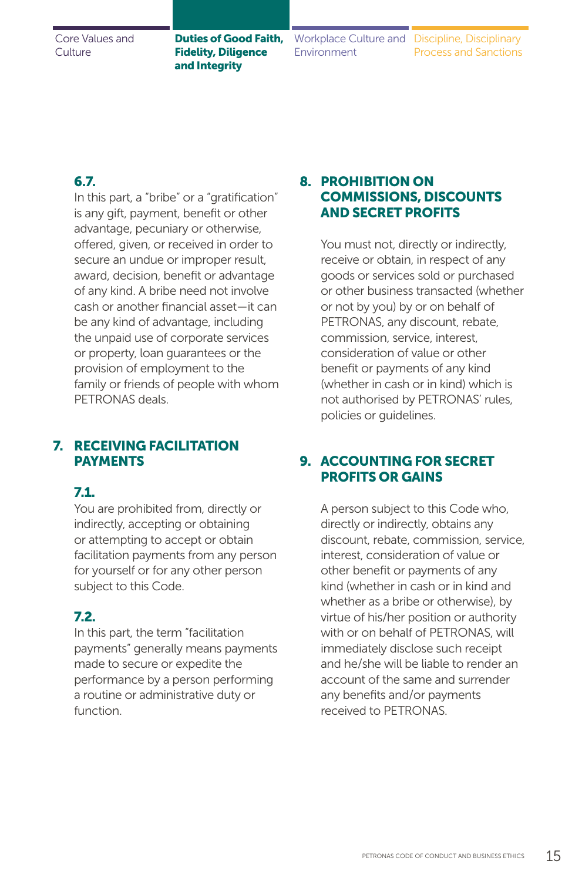### 6.7.

In this part, a "bribe" or a "gratification" is any gift, payment, benefit or other advantage, pecuniary or otherwise, offered, given, or received in order to secure an undue or improper result, award, decision, benefit or advantage of any kind. A bribe need not involve cash or another financial asset—it can be any kind of advantage, including the unpaid use of corporate services or property, loan guarantees or the provision of employment to the family or friends of people with whom PETRONAS deals.

## 7. RECEIVING FACILITATION PAYMENTS

### 7.1.

You are prohibited from, directly or indirectly, accepting or obtaining or attempting to accept or obtain facilitation payments from any person for yourself or for any other person subject to this Code.

### 7.2.

In this part, the term "facilitation payments" generally means payments made to secure or expedite the performance by a person performing a routine or administrative duty or function.

## 8. PROHIBITION ON COMMISSIONS, DISCOUNTS AND SECRET PROFITS

You must not, directly or indirectly, receive or obtain, in respect of any goods or services sold or purchased or other business transacted (whether or not by you) by or on behalf of PETRONAS, any discount, rebate, commission, service, interest, consideration of value or other benefit or payments of any kind (whether in cash or in kind) which is not authorised by PETRONAS' rules, policies or guidelines.

## 9. ACCOUNTING FOR SECRET PROFITS OR GAINS

A person subject to this Code who, directly or indirectly, obtains any discount, rebate, commission, service, interest, consideration of value or other benefit or payments of any kind (whether in cash or in kind and whether as a bribe or otherwise), by virtue of his/her position or authority with or on behalf of PETRONAS, will immediately disclose such receipt and he/she will be liable to render an account of the same and surrender any benefits and/or payments received to PETRONAS.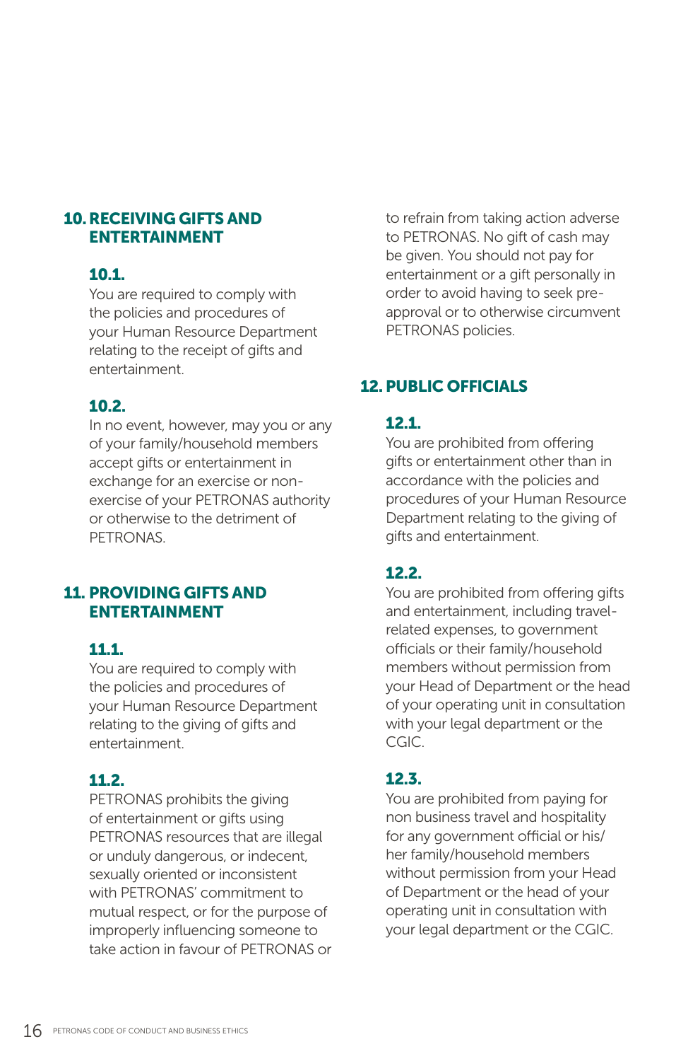## 10. RECEIVING GIFTS AND ENTERTAINMENT

### 10.1.

You are required to comply with the policies and procedures of your Human Resource Department relating to the receipt of gifts and entertainment.

### 10.2.

In no event, however, may you or any of your family/household members accept gifts or entertainment in exchange for an exercise or non-exercise of your PETRONAS authority or otherwise to the detriment of PETRONAS.

## 11. PROVIDING GIFTS AND ENTERTAINMENT

### 11.1.

You are required to comply with the policies and procedures of your Human Resource Department relating to the giving of gifts and entertainment.

### 11.2.

PETRONAS prohibits the giving of entertainment or gifts using PETRONAS resources that are illegal or unduly dangerous, or indecent, sexually oriented or inconsistent with PETRONAS' commitment to mutual respect, or for the purpose of improperly influencing someone to take action in favour of PETRONAS or to refrain from taking action adverse to PETRONAS. No gift of cash may be given. You should not pay for entertainment or a gift personally in order to avoid having to seek pre-approval or to otherwise circumvent PETRONAS policies.

## 12. PUBLIC OFFICIALS

### 12.1.

You are prohibited from offering gifts or entertainment other than in accordance with the policies and procedures of your Human Resource Department relating to the giving of gifts and entertainment.

### 12.2.

You are prohibited from offering gifts and entertainment, including travel-related expenses, to government officials or their family/household members without permission from your Head of Department or the head of your operating unit in consultation with your legal department or the CGIC.

### 12.3.

You are prohibited from paying for non business travel and hospitality for any government official or his/her family/household members without permission from your Head of Department or the head of your operating unit in consultation with your legal department or the CGIC.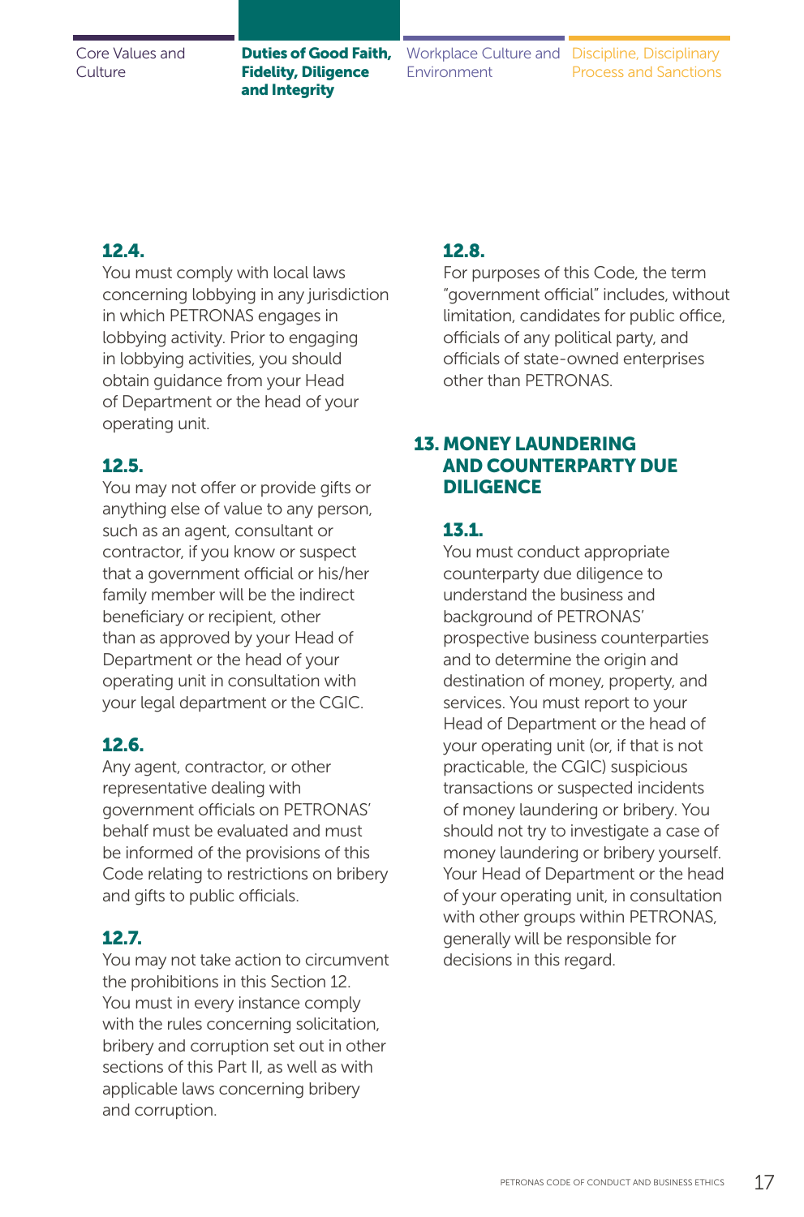### 12.4.

You must comply with local laws concerning lobbying in any jurisdiction in which PETRONAS engages in lobbying activity. Prior to engaging in lobbying activities, you should obtain guidance from your Head of Department or the head of your operating unit.

### 12.5.

You may not offer or provide gifts or anything else of value to any person, such as an agent, consultant or contractor, if you know or suspect that a government official or his/her family member will be the indirect beneficiary or recipient, other than as approved by your Head of Department or the head of your operating unit in consultation with your legal department or the CGIC.

### 12.6.

Any agent, contractor, or other representative dealing with government officials on PETRONAS' behalf must be evaluated and must be informed of the provisions of this Code relating to restrictions on bribery and gifts to public officials.

### 12.7.

You may not take action to circumvent the prohibitions in this Section 12. You must in every instance comply with the rules concerning solicitation, bribery and corruption set out in other sections of this Part II, as well as with applicable laws concerning bribery and corruption.

### 12.8.

For purposes of this Code, the term "government official" includes, without limitation, candidates for public office, officials of any political party, and officials of state-owned enterprises other than PETRONAS.

## 13. MONEY LAUNDERING AND COUNTERPARTY DUE DILIGENCE

### 13.1.

You must conduct appropriate counterparty due diligence to understand the business and background of PETRONAS' prospective business counterparties and to determine the origin and destination of money, property, and services. You must report to your Head of Department or the head of your operating unit (or, if that is not practicable, the CGIC) suspicious transactions or suspected incidents of money laundering or bribery. You should not try to investigate a case of money laundering or bribery yourself. Your Head of Department or the head of your operating unit, in consultation with other groups within PETRONAS, generally will be responsible for decisions in this regard.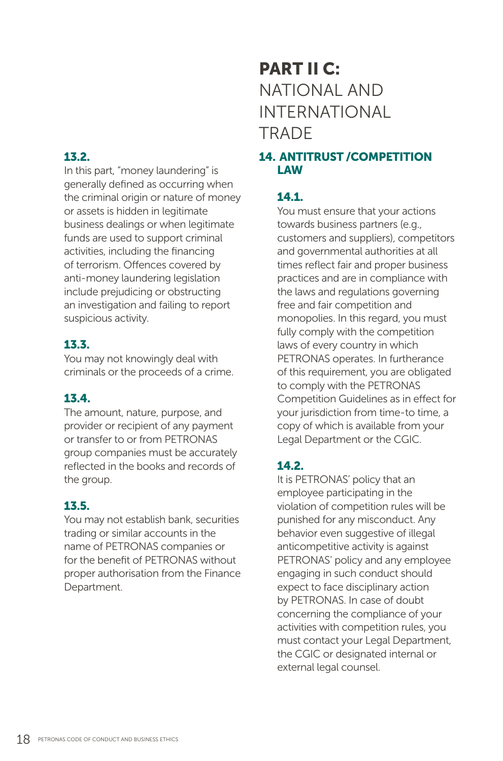### 13.2.

In this part, “money laundering” is generally defined as occurring when the criminal origin or nature of money or assets is hidden in legitimate business dealings or when legitimate funds are used to support criminal activities, including the financing of terrorism. Offences covered by anti-money laundering legislation include prejudicing or obstructing an investigation and failing to report suspicious activity.

### 13.3.

You may not knowingly deal with criminals or the proceeds of a crime.

### 13.4.

The amount, nature, purpose, and provider or recipient of any payment or transfer to or from PETRONAS group companies must be accurately reflected in the books and records of the group.

### 13.5.

You may not establish bank, securities trading or similar accounts in the name of PETRONAS companies or for the benefit of PETRONAS without proper authorisation from the Finance Department.

# PART II C: NATIONAL AND INTERNATIONAL TRADE

## 14. ANTITRUST /COMPETITION LAW

### 14.1.

You must ensure that your actions towards business partners (e.g., customers and suppliers), competitors and governmental authorities at all times reflect fair and proper business practices and are in compliance with the laws and regulations governing free and fair competition and monopolies. In this regard, you must fully comply with the competition laws of every country in which PETRONAS operates. In furtherance of this requirement, you are obligated to comply with the PETRONAS Competition Guidelines as in effect for your jurisdiction from time-to time, a copy of which is available from your Legal Department or the CGIC.

### 14.2.

It is PETRONAS’ policy that an employee participating in the violation of competition rules will be punished for any misconduct. Any behavior even suggestive of illegal anticompetitive activity is against PETRONAS’ policy and any employee engaging in such conduct should expect to face disciplinary action by PETRONAS. In case of doubt concerning the compliance of your activities with competition rules, you must contact your Legal Department, the CGIC or designated internal or external legal counsel.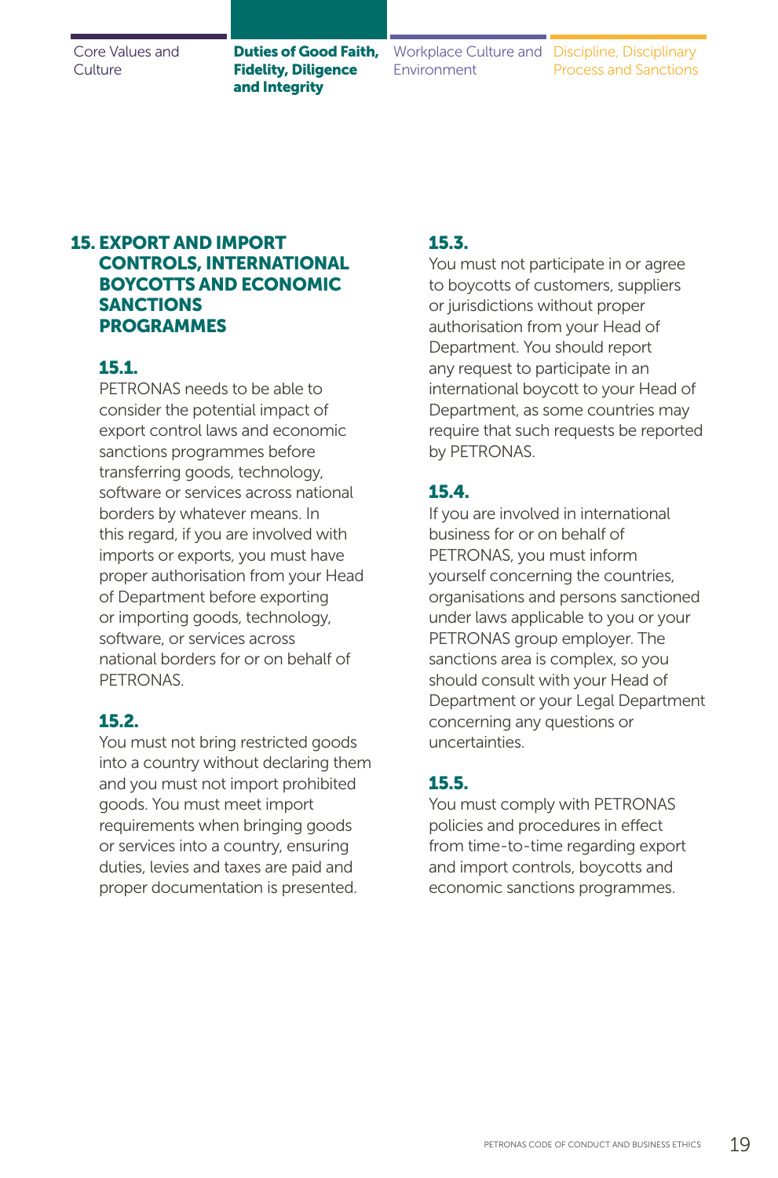## 15. EXPORT AND IMPORT CONTROLS, INTERNATIONAL BOYCOTTS AND ECONOMIC SANCTIONS PROGRAMMES

### 15.1.

PETRONAS needs to be able to consider the potential impact of export control laws and economic sanctions programmes before transferring goods, technology, software or services across national borders by whatever means. In this regard, if you are involved with imports or exports, you must have proper authorisation from your Head of Department before exporting or importing goods, technology, software, or services across national borders for or on behalf of PETRONAS.

### 15.2.

You must not bring restricted goods into a country without declaring them and you must not import prohibited goods. You must meet import requirements when bringing goods or services into a country, ensuring duties, levies and taxes are paid and proper documentation is presented.

### 15.3.

You must not participate in or agree to boycotts of customers, suppliers or jurisdictions without proper authorisation from your Head of Department. You should report any request to participate in an international boycott to your Head of Department, as some countries may require that such requests be reported by PETRONAS.

### 15.4.

If you are involved in international business for or on behalf of PETRONAS, you must inform yourself concerning the countries, organisations and persons sanctioned under laws applicable to you or your PETRONAS group employer. The sanctions area is complex, so you should consult with your Head of Department or your Legal Department concerning any questions or uncertainties.

### 15.5.

You must comply with PETRONAS policies and procedures in effect from time-to-time regarding export and import controls, boycotts and economic sanctions programmes.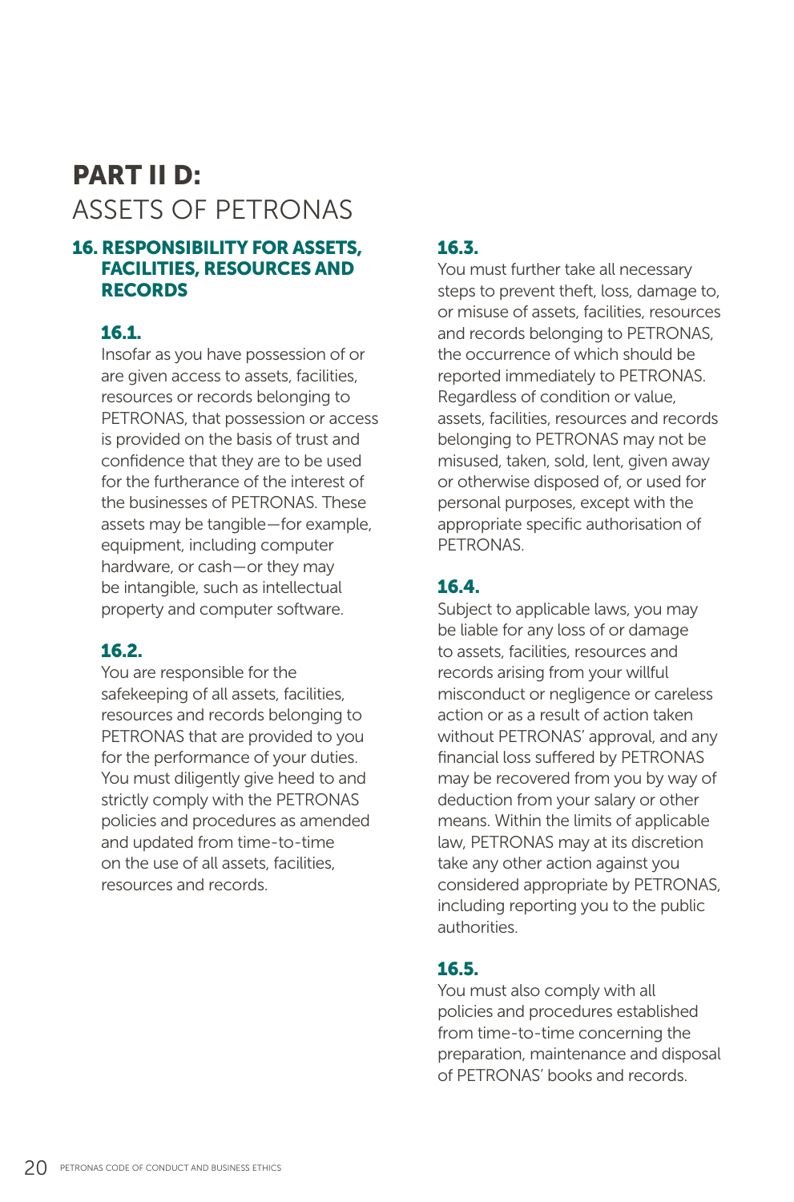# PART II D:
ASSETS OF PETRONAS

## 16. RESPONSIBILITY FOR ASSETS, FACILITIES, RESOURCES AND RECORDS

### 16.1.

Insofar as you have possession of or are given access to assets, facilities, resources or records belonging to PETRONAS, that possession or access is provided on the basis of trust and confidence that they are to be used for the furtherance of the interest of the businesses of PETRONAS. These assets may be tangible—for example, equipment, including computer hardware, or cash—or they may be intangible, such as intellectual property and computer software.

### 16.2.

You are responsible for the safekeeping of all assets, facilities, resources and records belonging to PETRONAS that are provided to you for the performance of your duties. You must diligently give heed to and strictly comply with the PETRONAS policies and procedures as amended and updated from time-to-time on the use of all assets, facilities, resources and records.

### 16.3.

You must further take all necessary steps to prevent theft, loss, damage to, or misuse of assets, facilities, resources and records belonging to PETRONAS, the occurrence of which should be reported immediately to PETRONAS. Regardless of condition or value, assets, facilities, resources and records belonging to PETRONAS may not be misused, taken, sold, lent, given away or otherwise disposed of, or used for personal purposes, except with the appropriate specific authorisation of PETRONAS.

### 16.4.

Subject to applicable laws, you may be liable for any loss of or damage to assets, facilities, resources and records arising from your willful misconduct or negligence or careless action or as a result of action taken without PETRONAS' approval, and any financial loss suffered by PETRONAS may be recovered from you by way of deduction from your salary or other means. Within the limits of applicable law, PETRONAS may at its discretion take any other action against you considered appropriate by PETRONAS, including reporting you to the public authorities.

### 16.5.

You must also comply with all policies and procedures established from time-to-time concerning the preparation, maintenance and disposal of PETRONAS' books and records.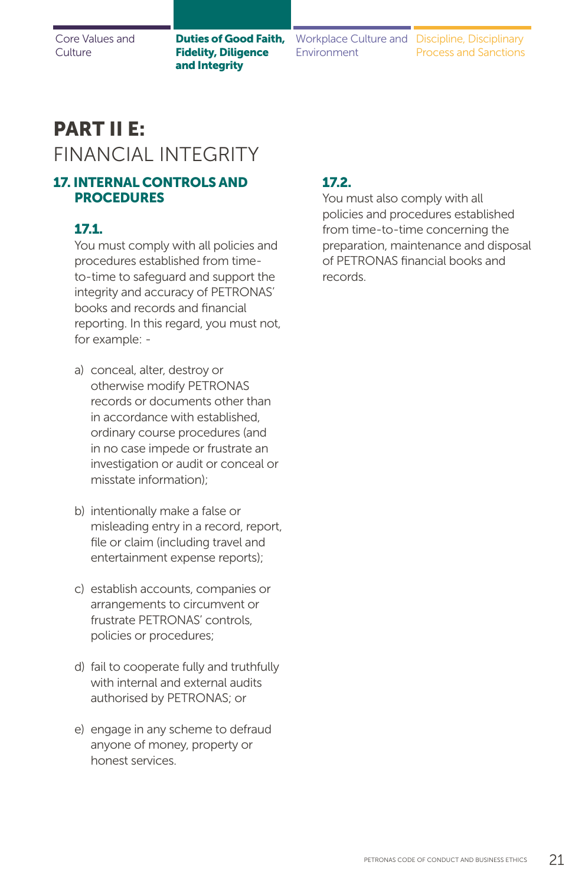# PART II E: FINANCIAL INTEGRITY

## 17. INTERNAL CONTROLS AND PROCEDURES

### 17.1.

You must comply with all policies and procedures established from time-to-time to safeguard and support the integrity and accuracy of PETRONAS' books and records and financial reporting. In this regard, you must not, for example: -

a) conceal, alter, destroy or otherwise modify PETRONAS records or documents other than in accordance with established, ordinary course procedures (and in no case impede or frustrate an investigation or audit or conceal or misstate information);

b) intentionally make a false or misleading entry in a record, report, file or claim (including travel and entertainment expense reports);

c) establish accounts, companies or arrangements to circumvent or frustrate PETRONAS' controls, policies or procedures;

d) fail to cooperate fully and truthfully with internal and external audits authorised by PETRONAS; or

e) engage in any scheme to defraud anyone of money, property or honest services.

### 17.2.

You must also comply with all policies and procedures established from time-to-time concerning the preparation, maintenance and disposal of PETRONAS financial books and records.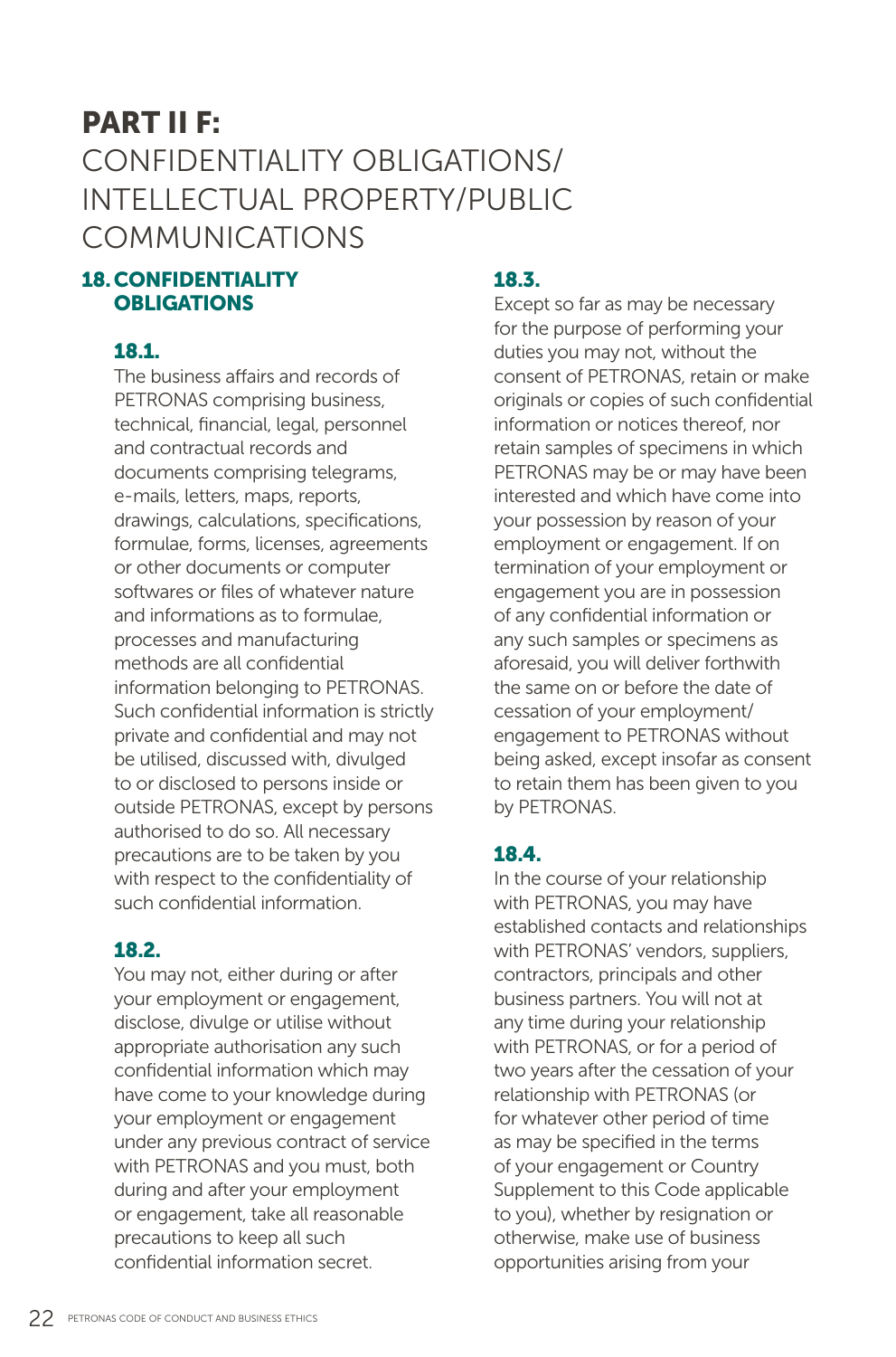# PART II F:

CONFIDENTIALITY OBLIGATIONS/ INTELLECTUAL PROPERTY/PUBLIC COMMUNICATIONS

## 18. CONFIDENTIALITY OBLIGATIONS

### 18.1.

The business affairs and records of PETRONAS comprising business, technical, financial, legal, personnel and contractual records and documents comprising telegrams, e-mails, letters, maps, reports, drawings, calculations, specifications, formulae, forms, licenses, agreements or other documents or computer softwares or files of whatever nature and informations as to formulae, processes and manufacturing methods are all confidential information belonging to PETRONAS. Such confidential information is strictly private and confidential and may not be utilised, discussed with, divulged to or disclosed to persons inside or outside PETRONAS, except by persons authorised to do so. All necessary precautions are to be taken by you with respect to the confidentiality of such confidential information.

### 18.2.

You may not, either during or after your employment or engagement, disclose, divulge or utilise without appropriate authorisation any such confidential information which may have come to your knowledge during your employment or engagement under any previous contract of service with PETRONAS and you must, both during and after your employment or engagement, take all reasonable precautions to keep all such confidential information secret.

### 18.3.

Except so far as may be necessary for the purpose of performing your duties you may not, without the consent of PETRONAS, retain or make originals or copies of such confidential information or notices thereof, nor retain samples of specimens in which PETRONAS may be or may have been interested and which have come into your possession by reason of your employment or engagement. If on termination of your employment or engagement you are in possession of any confidential information or any such samples or specimens as aforesaid, you will deliver forthwith the same on or before the date of cessation of your employment/ engagement to PETRONAS without being asked, except insofar as consent to retain them has been given to you by PETRONAS.

### 18.4.

In the course of your relationship with PETRONAS, you may have established contacts and relationships with PETRONAS' vendors, suppliers, contractors, principals and other business partners. You will not at any time during your relationship with PETRONAS, or for a period of two years after the cessation of your relationship with PETRONAS (or for whatever other period of time as may be specified in the terms of your engagement or Country Supplement to this Code applicable to you), whether by resignation or otherwise, make use of business opportunities arising from your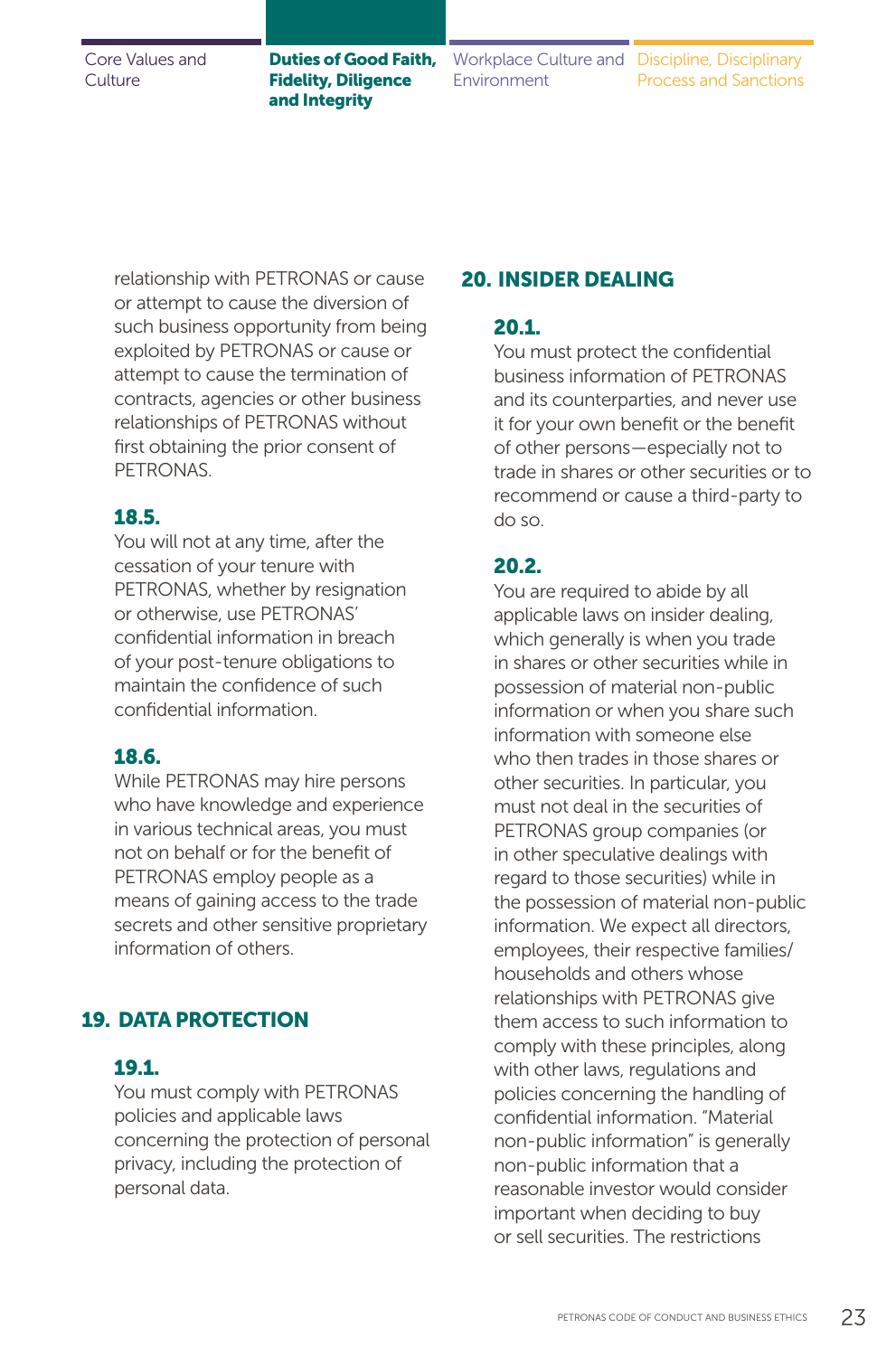relationship with PETRONAS or cause or attempt to cause the diversion of such business opportunity from being exploited by PETRONAS or cause or attempt to cause the termination of contracts, agencies or other business relationships of PETRONAS without first obtaining the prior consent of PETRONAS.

**18.5.**
You will not at any time, after the cessation of your tenure with PETRONAS, whether by resignation or otherwise, use PETRONAS' confidential information in breach of your post-tenure obligations to maintain the confidence of such confidential information.

**18.6.**
While PETRONAS may hire persons who have knowledge and experience in various technical areas, you must not on behalf or for the benefit of PETRONAS employ people as a means of gaining access to the trade secrets and other sensitive proprietary information of others.

## 19. DATA PROTECTION

**19.1.**
You must comply with PETRONAS policies and applicable laws concerning the protection of personal privacy, including the protection of personal data.

## 20. INSIDER DEALING

**20.1.**
You must protect the confidential business information of PETRONAS and its counterparties, and never use it for your own benefit or the benefit of other persons—especially not to trade in shares or other securities or to recommend or cause a third-party to do so.

**20.2.**
You are required to abide by all applicable laws on insider dealing, which generally is when you trade in shares or other securities while in possession of material non-public information or when you share such information with someone else who then trades in those shares or other securities. In particular, you must not deal in the securities of PETRONAS group companies (or in other speculative dealings with regard to those securities) while in the possession of material non-public information. We expect all directors, employees, their respective families/households and others whose relationships with PETRONAS give them access to such information to comply with these principles, along with other laws, regulations and policies concerning the handling of confidential information. "Material non-public information" is generally non-public information that a reasonable investor would consider important when deciding to buy or sell securities. The restrictions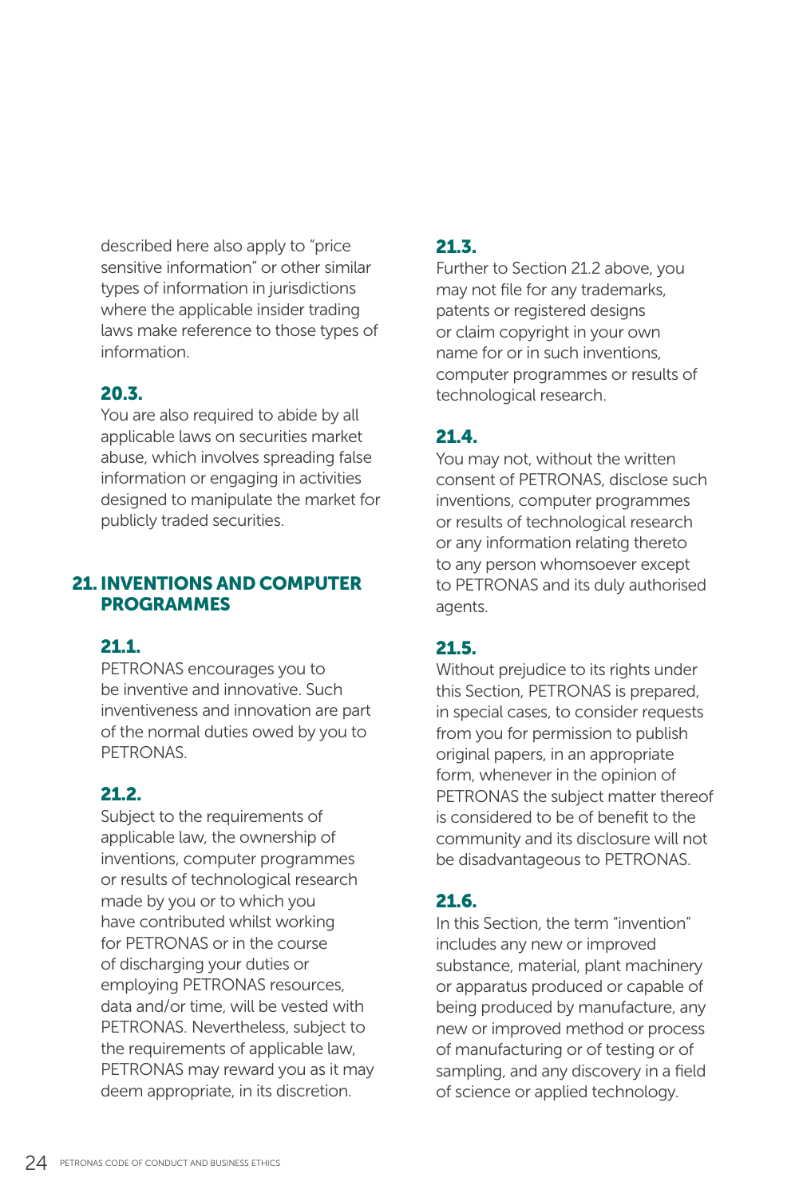described here also apply to "price sensitive information" or other similar types of information in jurisdictions where the applicable insider trading laws make reference to those types of information.

### 20.3.

You are also required to abide by all applicable laws on securities market abuse, which involves spreading false information or engaging in activities designed to manipulate the market for publicly traded securities.

## 21. INVENTIONS AND COMPUTER PROGRAMMES

### 21.1.

PETRONAS encourages you to be inventive and innovative. Such inventiveness and innovation are part of the normal duties owed by you to PETRONAS.

### 21.2.

Subject to the requirements of applicable law, the ownership of inventions, computer programmes or results of technological research made by you or to which you have contributed whilst working for PETRONAS or in the course of discharging your duties or employing PETRONAS resources, data and/or time, will be vested with PETRONAS. Nevertheless, subject to the requirements of applicable law, PETRONAS may reward you as it may deem appropriate, in its discretion.

### 21.3.

Further to Section 21.2 above, you may not file for any trademarks, patents or registered designs or claim copyright in your own name for or in such inventions, computer programmes or results of technological research.

### 21.4.

You may not, without the written consent of PETRONAS, disclose such inventions, computer programmes or results of technological research or any information relating thereto to any person whomsoever except to PETRONAS and its duly authorised agents.

### 21.5.

Without prejudice to its rights under this Section, PETRONAS is prepared, in special cases, to consider requests from you for permission to publish original papers, in an appropriate form, whenever in the opinion of PETRONAS the subject matter thereof is considered to be of benefit to the community and its disclosure will not be disadvantageous to PETRONAS.

### 21.6.

In this Section, the term "invention" includes any new or improved substance, material, plant machinery or apparatus produced or capable of being produced by manufacture, any new or improved method or process of manufacturing or of testing or of sampling, and any discovery in a field of science or applied technology.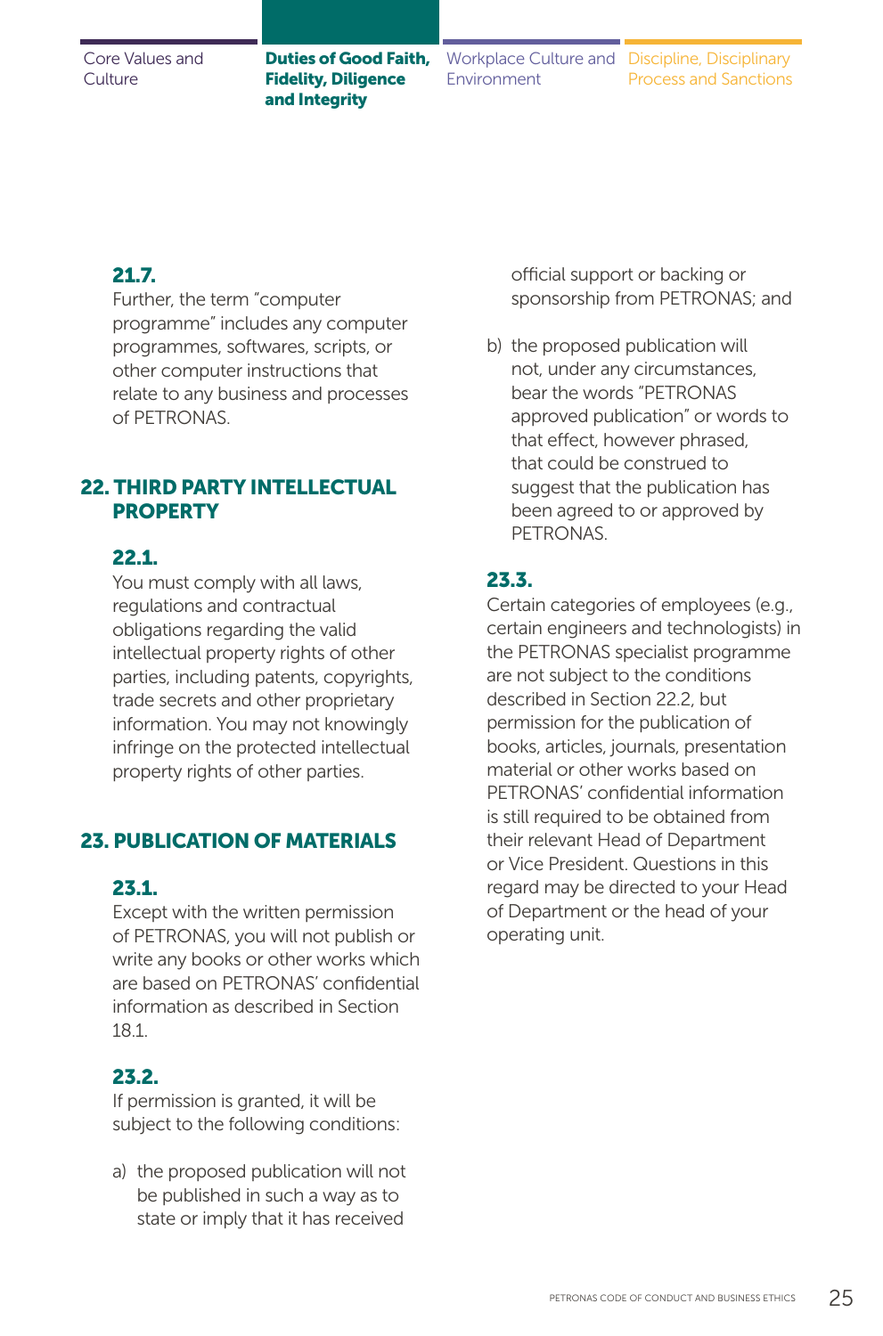### 21.7.

Further, the term "computer programme" includes any computer programmes, softwares, scripts, or other computer instructions that relate to any business and processes of PETRONAS.

## 22. THIRD PARTY INTELLECTUAL PROPERTY

### 22.1.

You must comply with all laws, regulations and contractual obligations regarding the valid intellectual property rights of other parties, including patents, copyrights, trade secrets and other proprietary information. You may not knowingly infringe on the protected intellectual property rights of other parties.

## 23. PUBLICATION OF MATERIALS

### 23.1.

Except with the written permission of PETRONAS, you will not publish or write any books or other works which are based on PETRONAS' confidential information as described in Section 18.1.

### 23.2.

If permission is granted, it will be subject to the following conditions:

a) the proposed publication will not be published in such a way as to state or imply that it has received official support or backing or sponsorship from PETRONAS; and

b) the proposed publication will not, under any circumstances, bear the words "PETRONAS approved publication" or words to that effect, however phrased, that could be construed to suggest that the publication has been agreed to or approved by PETRONAS.

### 23.3.

Certain categories of employees (e.g., certain engineers and technologists) in the PETRONAS specialist programme are not subject to the conditions described in Section 22.2, but permission for the publication of books, articles, journals, presentation material or other works based on PETRONAS' confidential information is still required to be obtained from their relevant Head of Department or Vice President. Questions in this regard may be directed to your Head of Department or the head of your operating unit.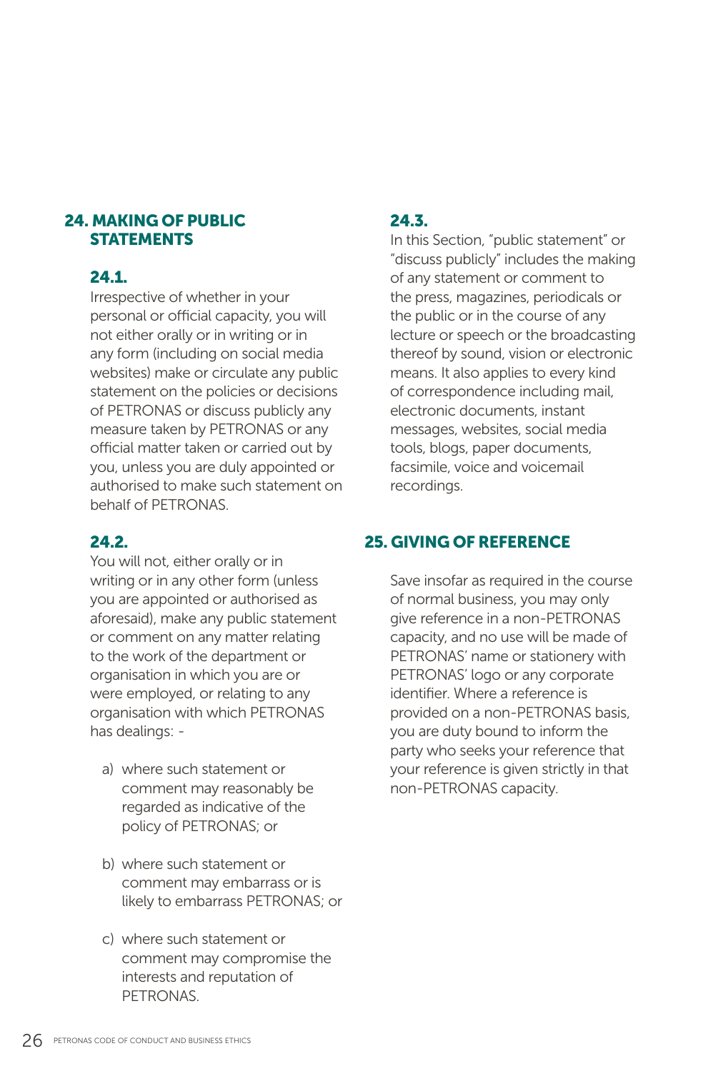## 24. MAKING OF PUBLIC STATEMENTS

### 24.1.

Irrespective of whether in your personal or official capacity, you will not either orally or in writing or in any form (including on social media websites) make or circulate any public statement on the policies or decisions of PETRONAS or discuss publicly any measure taken by PETRONAS or any official matter taken or carried out by you, unless you are duly appointed or authorised to make such statement on behalf of PETRONAS.

### 24.2.

You will not, either orally or in writing or in any other form (unless you are appointed or authorised as aforesaid), make any public statement or comment on any matter relating to the work of the department or organisation in which you are or were employed, or relating to any organisation with which PETRONAS has dealings: -

a) where such statement or comment may reasonably be regarded as indicative of the policy of PETRONAS; or

b) where such statement or comment may embarrass or is likely to embarrass PETRONAS; or

c) where such statement or comment may compromise the interests and reputation of PETRONAS.

### 24.3.

In this Section, "public statement" or "discuss publicly" includes the making of any statement or comment to the press, magazines, periodicals or the public or in the course of any lecture or speech or the broadcasting thereof by sound, vision or electronic means. It also applies to every kind of correspondence including mail, electronic documents, instant messages, websites, social media tools, blogs, paper documents, facsimile, voice and voicemail recordings.

## 25. GIVING OF REFERENCE

Save insofar as required in the course of normal business, you may only give reference in a non-PETRONAS capacity, and no use will be made of PETRONAS' name or stationery with PETRONAS' logo or any corporate identifier. Where a reference is provided on a non-PETRONAS basis, you are duty bound to inform the party who seeks your reference that your reference is given strictly in that non-PETRONAS capacity.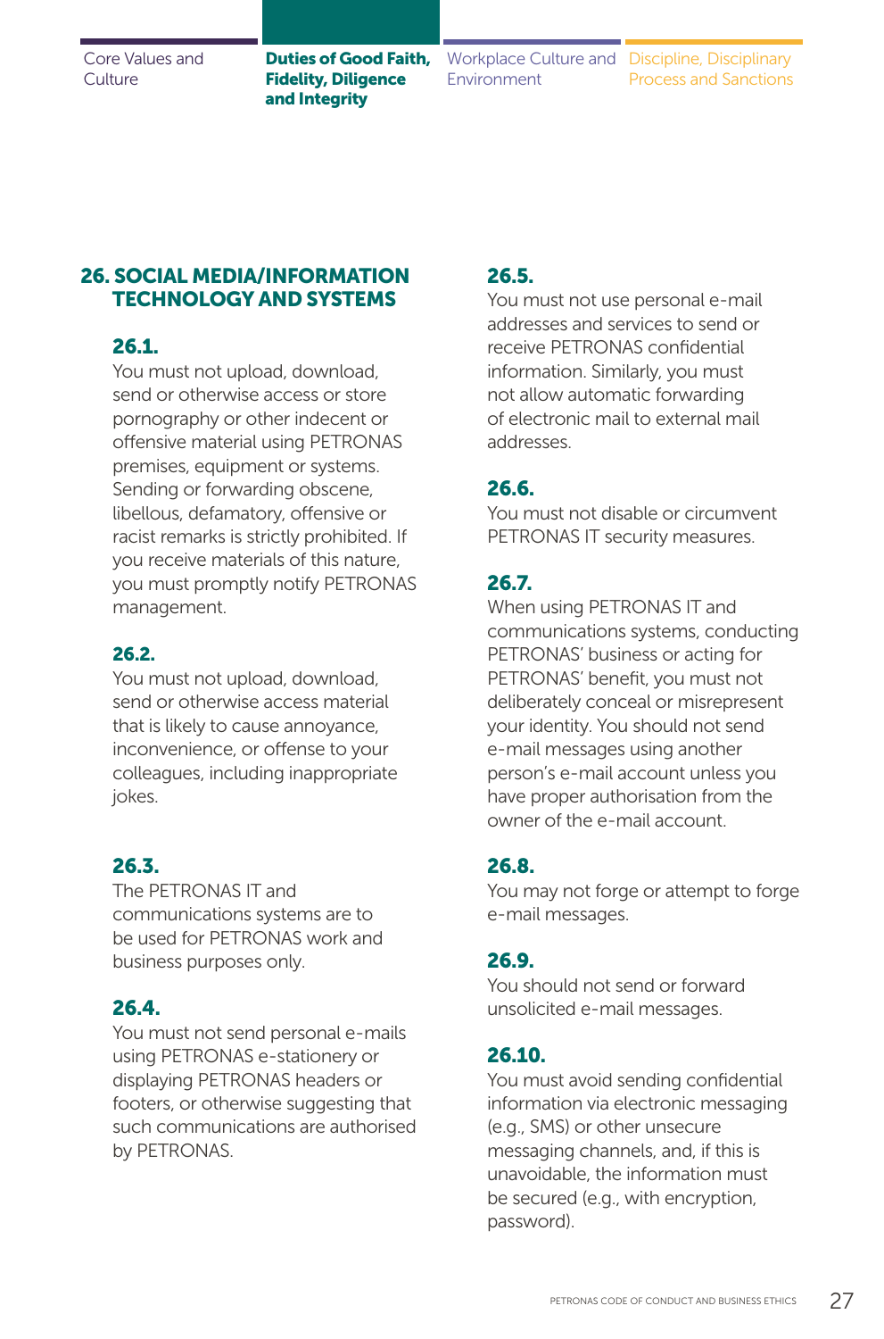## 26. SOCIAL MEDIA/INFORMATION TECHNOLOGY AND SYSTEMS

### 26.1.

You must not upload, download, send or otherwise access or store pornography or other indecent or offensive material using PETRONAS premises, equipment or systems. Sending or forwarding obscene, libellous, defamatory, offensive or racist remarks is strictly prohibited. If you receive materials of this nature, you must promptly notify PETRONAS management.

### 26.2.

You must not upload, download, send or otherwise access material that is likely to cause annoyance, inconvenience, or offense to your colleagues, including inappropriate jokes.

### 26.3.

The PETRONAS IT and communications systems are to be used for PETRONAS work and business purposes only.

### 26.4.

You must not send personal e-mails using PETRONAS e-stationery or displaying PETRONAS headers or footers, or otherwise suggesting that such communications are authorised by PETRONAS.

### 26.5.

You must not use personal e-mail addresses and services to send or receive PETRONAS confidential information. Similarly, you must not allow automatic forwarding of electronic mail to external mail addresses.

### 26.6.

You must not disable or circumvent PETRONAS IT security measures.

### 26.7.

When using PETRONAS IT and communications systems, conducting PETRONAS' business or acting for PETRONAS' benefit, you must not deliberately conceal or misrepresent your identity. You should not send e-mail messages using another person's e-mail account unless you have proper authorisation from the owner of the e-mail account.

### 26.8.

You may not forge or attempt to forge e-mail messages.

### 26.9.

You should not send or forward unsolicited e-mail messages.

### 26.10.

You must avoid sending confidential information via electronic messaging (e.g., SMS) or other unsecure messaging channels, and, if this is unavoidable, the information must be secured (e.g., with encryption, password).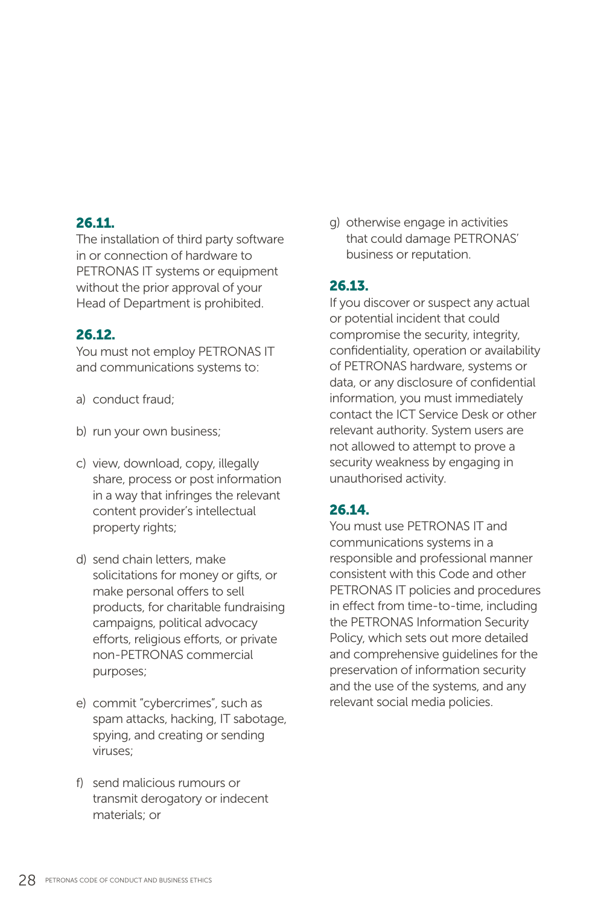### 26.11.

The installation of third party software in or connection of hardware to PETRONAS IT systems or equipment without the prior approval of your Head of Department is prohibited.

### 26.12.

You must not employ PETRONAS IT and communications systems to:

a) conduct fraud;

b) run your own business;

c) view, download, copy, illegally share, process or post information in a way that infringes the relevant content provider's intellectual property rights;

d) send chain letters, make solicitations for money or gifts, or make personal offers to sell products, for charitable fundraising campaigns, political advocacy efforts, religious efforts, or private non-PETRONAS commercial purposes;

e) commit "cybercrimes", such as spam attacks, hacking, IT sabotage, spying, and creating or sending viruses;

f) send malicious rumours or transmit derogatory or indecent materials; or

g) otherwise engage in activities that could damage PETRONAS' business or reputation.

### 26.13.

If you discover or suspect any actual or potential incident that could compromise the security, integrity, confidentiality, operation or availability of PETRONAS hardware, systems or data, or any disclosure of confidential information, you must immediately contact the ICT Service Desk or other relevant authority. System users are not allowed to attempt to prove a security weakness by engaging in unauthorised activity.

### 26.14.

You must use PETRONAS IT and communications systems in a responsible and professional manner consistent with this Code and other PETRONAS IT policies and procedures in effect from time-to-time, including the PETRONAS Information Security Policy, which sets out more detailed and comprehensive guidelines for the preservation of information security and the use of the systems, and any relevant social media policies.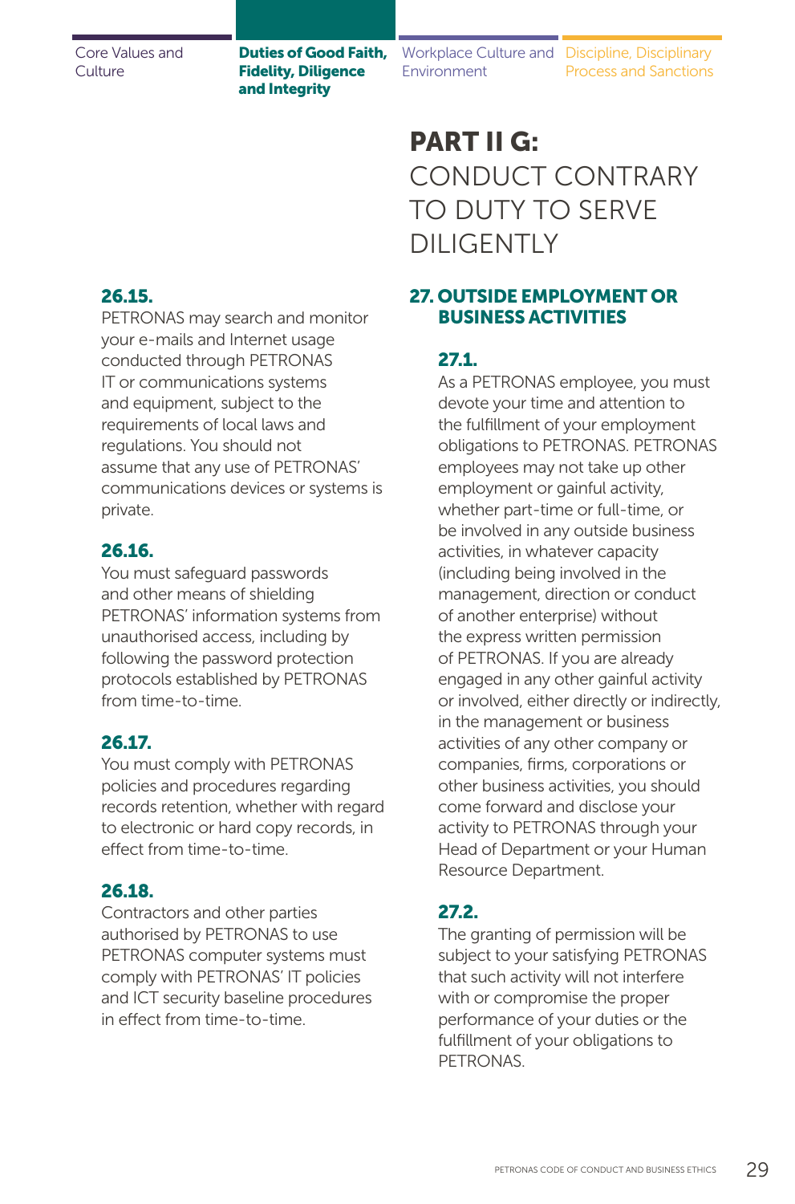#### 26.15.

PETRONAS may search and monitor your e-mails and Internet usage conducted through PETRONAS IT or communications systems and equipment, subject to the requirements of local laws and regulations. You should not assume that any use of PETRONAS' communications devices or systems is private.

#### 26.16.

You must safeguard passwords and other means of shielding PETRONAS' information systems from unauthorised access, including by following the password protection protocols established by PETRONAS from time-to-time.

#### 26.17.

You must comply with PETRONAS policies and procedures regarding records retention, whether with regard to electronic or hard copy records, in effect from time-to-time.

#### 26.18.

Contractors and other parties authorised by PETRONAS to use PETRONAS computer systems must comply with PETRONAS' IT policies and ICT security baseline procedures in effect from time-to-time.

# PART II G: CONDUCT CONTRARY TO DUTY TO SERVE DILIGENTLY

## 27. OUTSIDE EMPLOYMENT OR BUSINESS ACTIVITIES

#### 27.1.

As a PETRONAS employee, you must devote your time and attention to the fulfillment of your employment obligations to PETRONAS. PETRONAS employees may not take up other employment or gainful activity, whether part-time or full-time, or be involved in any outside business activities, in whatever capacity (including being involved in the management, direction or conduct of another enterprise) without the express written permission of PETRONAS. If you are already engaged in any other gainful activity or involved, either directly or indirectly, in the management or business activities of any other company or companies, firms, corporations or other business activities, you should come forward and disclose your activity to PETRONAS through your Head of Department or your Human Resource Department.

#### 27.2.

The granting of permission will be subject to your satisfying PETRONAS that such activity will not interfere with or compromise the proper performance of your duties or the fulfillment of your obligations to PETRONAS.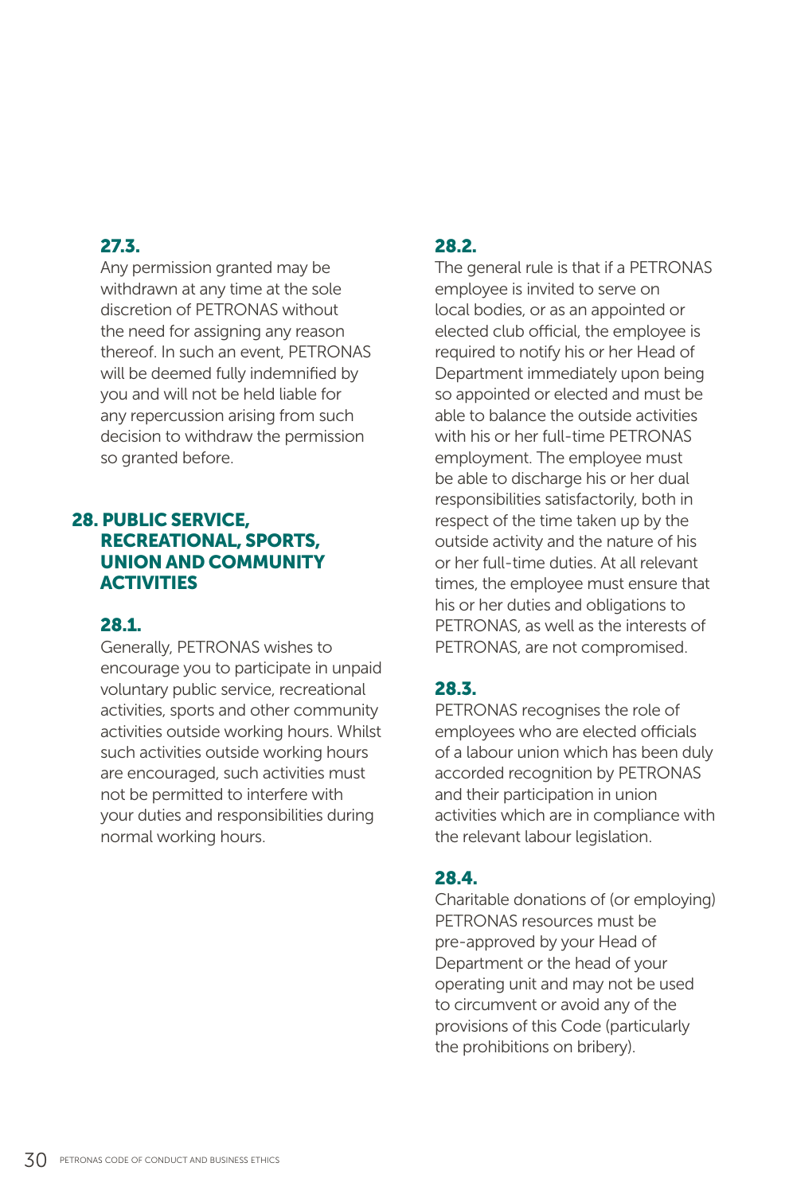### 27.3.

Any permission granted may be withdrawn at any time at the sole discretion of PETRONAS without the need for assigning any reason thereof. In such an event, PETRONAS will be deemed fully indemnified by you and will not be held liable for any repercussion arising from such decision to withdraw the permission so granted before.

## 28. PUBLIC SERVICE, RECREATIONAL, SPORTS, UNION AND COMMUNITY ACTIVITIES

### 28.1.

Generally, PETRONAS wishes to encourage you to participate in unpaid voluntary public service, recreational activities, sports and other community activities outside working hours. Whilst such activities outside working hours are encouraged, such activities must not be permitted to interfere with your duties and responsibilities during normal working hours.

### 28.2.

The general rule is that if a PETRONAS employee is invited to serve on local bodies, or as an appointed or elected club official, the employee is required to notify his or her Head of Department immediately upon being so appointed or elected and must be able to balance the outside activities with his or her full-time PETRONAS employment. The employee must be able to discharge his or her dual responsibilities satisfactorily, both in respect of the time taken up by the outside activity and the nature of his or her full-time duties. At all relevant times, the employee must ensure that his or her duties and obligations to PETRONAS, as well as the interests of PETRONAS, are not compromised.

### 28.3.

PETRONAS recognises the role of employees who are elected officials of a labour union which has been duly accorded recognition by PETRONAS and their participation in union activities which are in compliance with the relevant labour legislation.

### 28.4.

Charitable donations of (or employing) PETRONAS resources must be pre-approved by your Head of Department or the head of your operating unit and may not be used to circumvent or avoid any of the provisions of this Code (particularly the prohibitions on bribery).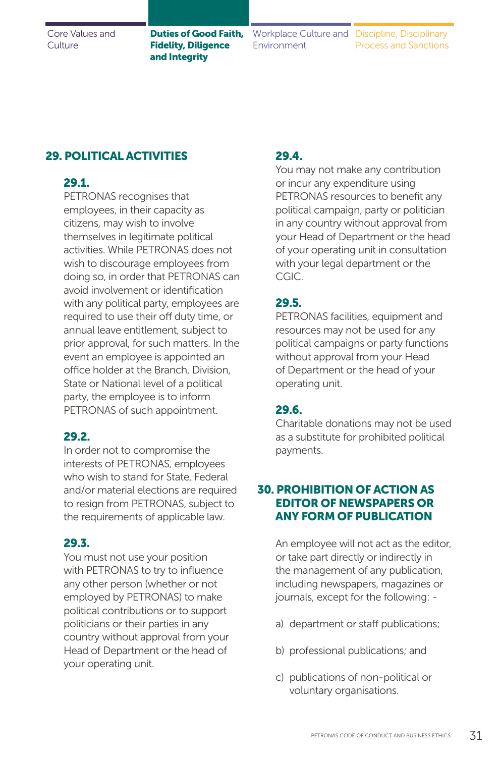## 29. POLITICAL ACTIVITIES

### 29.1.

PETRONAS recognises that employees, in their capacity as citizens, may wish to involve themselves in legitimate political activities. While PETRONAS does not wish to discourage employees from doing so, in order that PETRONAS can avoid involvement or identification with any political party, employees are required to use their off duty time, or annual leave entitlement, subject to prior approval, for such matters. In the event an employee is appointed an office holder at the Branch, Division, State or National level of a political party, the employee is to inform PETRONAS of such appointment.

### 29.2.

In order not to compromise the interests of PETRONAS, employees who wish to stand for State, Federal and/or material elections are required to resign from PETRONAS, subject to the requirements of applicable law.

### 29.3.

You must not use your position with PETRONAS to try to influence any other person (whether or not employed by PETRONAS) to make political contributions or to support politicians or their parties in any country without approval from your Head of Department or the head of your operating unit.

### 29.4.

You may not make any contribution or incur any expenditure using PETRONAS resources to benefit any political campaign, party or politician in any country without approval from your Head of Department or the head of your operating unit in consultation with your legal department or the CGIC.

### 29.5.

PETRONAS facilities, equipment and resources may not be used for any political campaigns or party functions without approval from your Head of Department or the head of your operating unit.

### 29.6.

Charitable donations may not be used as a substitute for prohibited political payments.

## 30. PROHIBITION OF ACTION AS EDITOR OF NEWSPAPERS OR ANY FORM OF PUBLICATION

An employee will not act as the editor, or take part directly or indirectly in the management of any publication, including newspapers, magazines or journals, except for the following: -

a) department or staff publications;

b) professional publications; and

c) publications of non-political or voluntary organisations.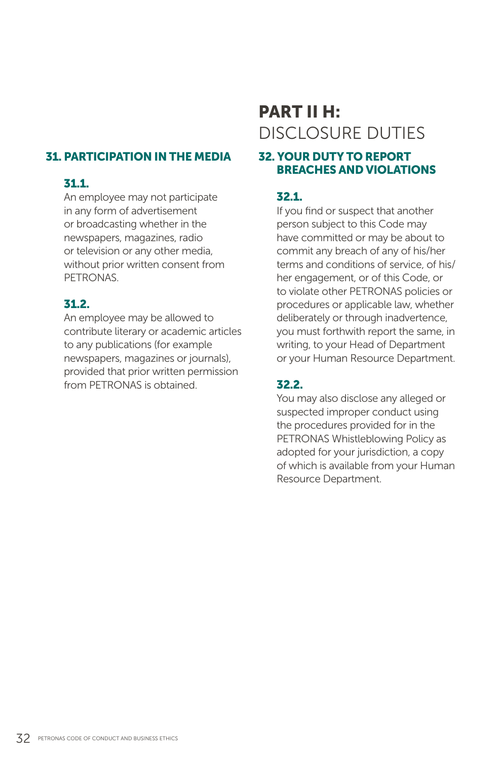## 31. PARTICIPATION IN THE MEDIA

### 31.1.

An employee may not participate in any form of advertisement or broadcasting whether in the newspapers, magazines, radio or television or any other media, without prior written consent from PETRONAS.

### 31.2.

An employee may be allowed to contribute literary or academic articles to any publications (for example newspapers, magazines or journals), provided that prior written permission from PETRONAS is obtained.

# PART II H: DISCLOSURE DUTIES

## 32. YOUR DUTY TO REPORT BREACHES AND VIOLATIONS

### 32.1.

If you find or suspect that another person subject to this Code may have committed or may be about to commit any breach of any of his/her terms and conditions of service, of his/her engagement, or of this Code, or to violate other PETRONAS policies or procedures or applicable law, whether deliberately or through inadvertence, you must forthwith report the same, in writing, to your Head of Department or your Human Resource Department.

### 32.2.

You may also disclose any alleged or suspected improper conduct using the procedures provided for in the PETRONAS Whistleblowing Policy as adopted for your jurisdiction, a copy of which is available from your Human Resource Department.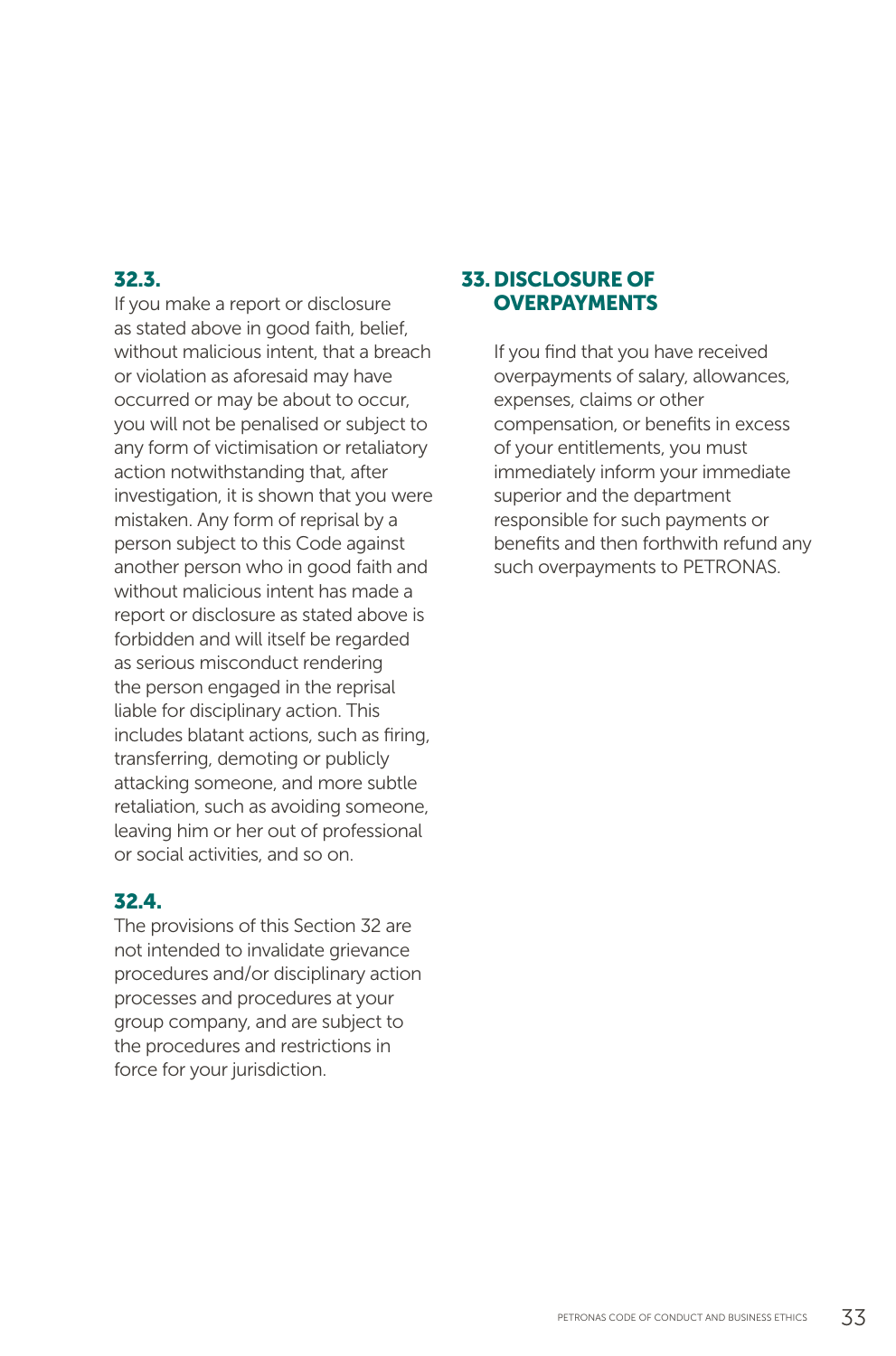### 32.3.

If you make a report or disclosure as stated above in good faith, belief, without malicious intent, that a breach or violation as aforesaid may have occurred or may be about to occur, you will not be penalised or subject to any form of victimisation or retaliatory action notwithstanding that, after investigation, it is shown that you were mistaken. Any form of reprisal by a person subject to this Code against another person who in good faith and without malicious intent has made a report or disclosure as stated above is forbidden and will itself be regarded as serious misconduct rendering the person engaged in the reprisal liable for disciplinary action. This includes blatant actions, such as firing, transferring, demoting or publicly attacking someone, and more subtle retaliation, such as avoiding someone, leaving him or her out of professional or social activities, and so on.

### 32.4.

The provisions of this Section 32 are not intended to invalidate grievance procedures and/or disciplinary action processes and procedures at your group company, and are subject to the procedures and restrictions in force for your jurisdiction.

## 33. DISCLOSURE OF OVERPAYMENTS

If you find that you have received overpayments of salary, allowances, expenses, claims or other compensation, or benefits in excess of your entitlements, you must immediately inform your immediate superior and the department responsible for such payments or benefits and then forthwith refund any such overpayments to PETRONAS.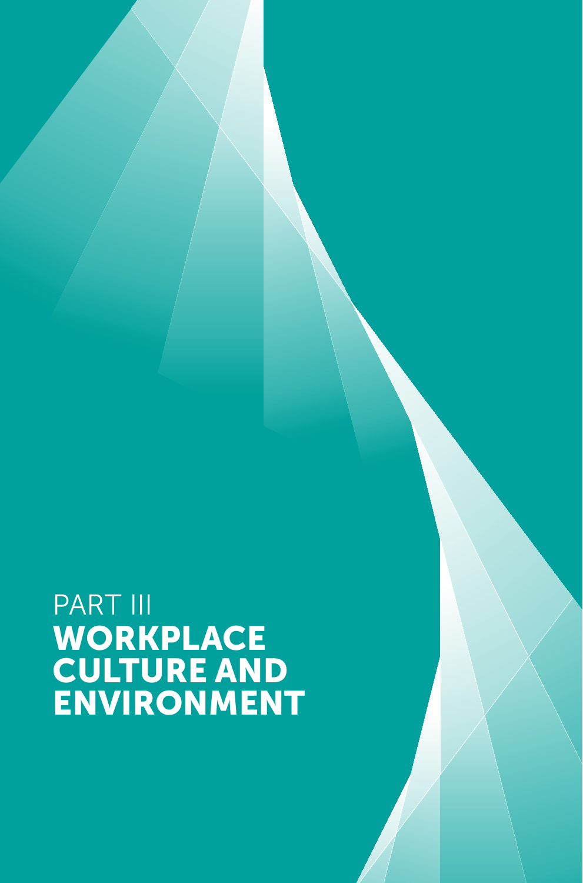# PART III
# WORKPLACE CULTURE AND ENVIRONMENT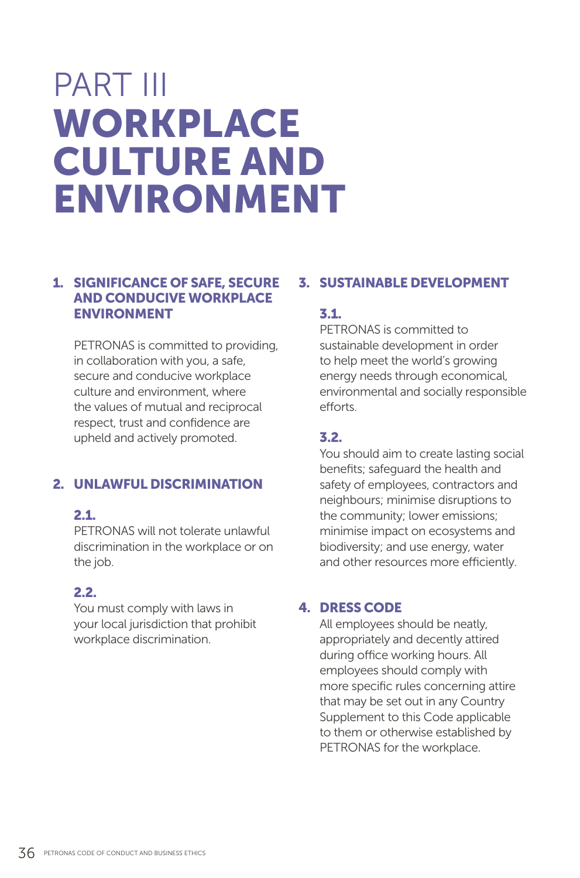# PART III WORKPLACE CULTURE AND ENVIRONMENT

## 1. SIGNIFICANCE OF SAFE, SECURE AND CONDUCIVE WORKPLACE ENVIRONMENT

PETRONAS is committed to providing, in collaboration with you, a safe, secure and conducive workplace culture and environment, where the values of mutual and reciprocal respect, trust and confidence are upheld and actively promoted.

## 2. UNLAWFUL DISCRIMINATION

### 2.1.

PETRONAS will not tolerate unlawful discrimination in the workplace or on the job.

### 2.2.

You must comply with laws in your local jurisdiction that prohibit workplace discrimination.

## 3. SUSTAINABLE DEVELOPMENT

### 3.1.

PETRONAS is committed to sustainable development in order to help meet the world's growing energy needs through economical, environmental and socially responsible efforts.

### 3.2.

You should aim to create lasting social benefits; safeguard the health and safety of employees, contractors and neighbours; minimise disruptions to the community; lower emissions; minimise impact on ecosystems and biodiversity; and use energy, water and other resources more efficiently.

## 4. DRESS CODE

All employees should be neatly, appropriately and decently attired during office working hours. All employees should comply with more specific rules concerning attire that may be set out in any Country Supplement to this Code applicable to them or otherwise established by PETRONAS for the workplace.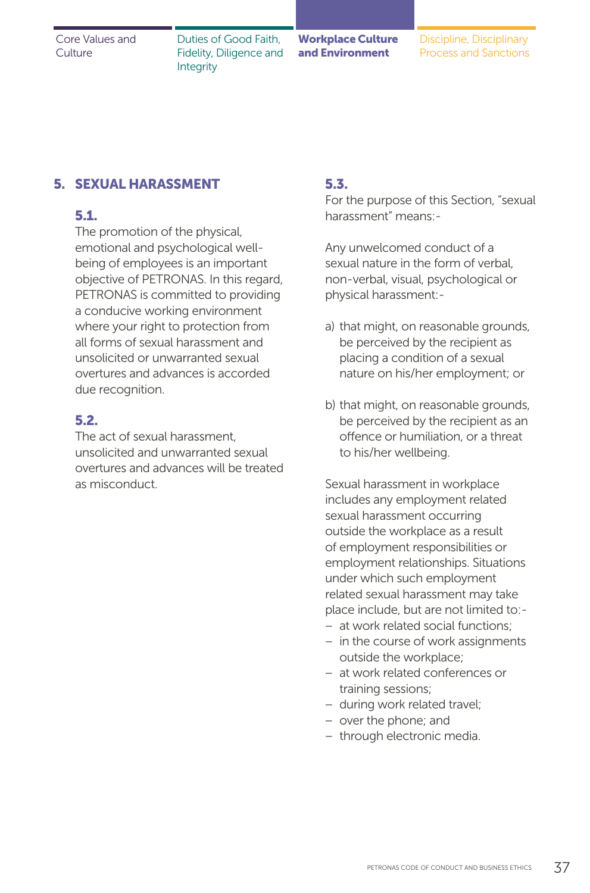## 5. SEXUAL HARASSMENT

### 5.1.

The promotion of the physical, emotional and psychological well-being of employees is an important objective of PETRONAS. In this regard, PETRONAS is committed to providing a conducive working environment where your right to protection from all forms of sexual harassment and unsolicited or unwarranted sexual overtures and advances is accorded due recognition.

### 5.2.

The act of sexual harassment, unsolicited and unwarranted sexual overtures and advances will be treated as misconduct.

### 5.3.

For the purpose of this Section, "sexual harassment" means:-

Any unwelcomed conduct of a sexual nature in the form of verbal, non-verbal, visual, psychological or physical harassment:-

a) that might, on reasonable grounds, be perceived by the recipient as placing a condition of a sexual nature on his/her employment; or

b) that might, on reasonable grounds, be perceived by the recipient as an offence or humiliation, or a threat to his/her wellbeing.

Sexual harassment in workplace includes any employment related sexual harassment occurring outside the workplace as a result of employment responsibilities or employment relationships. Situations under which such employment related sexual harassment may take place include, but are not limited to:-

- at work related social functions;
- in the course of work assignments outside the workplace;
- at work related conferences or training sessions;
- during work related travel;
- over the phone; and
- through electronic media.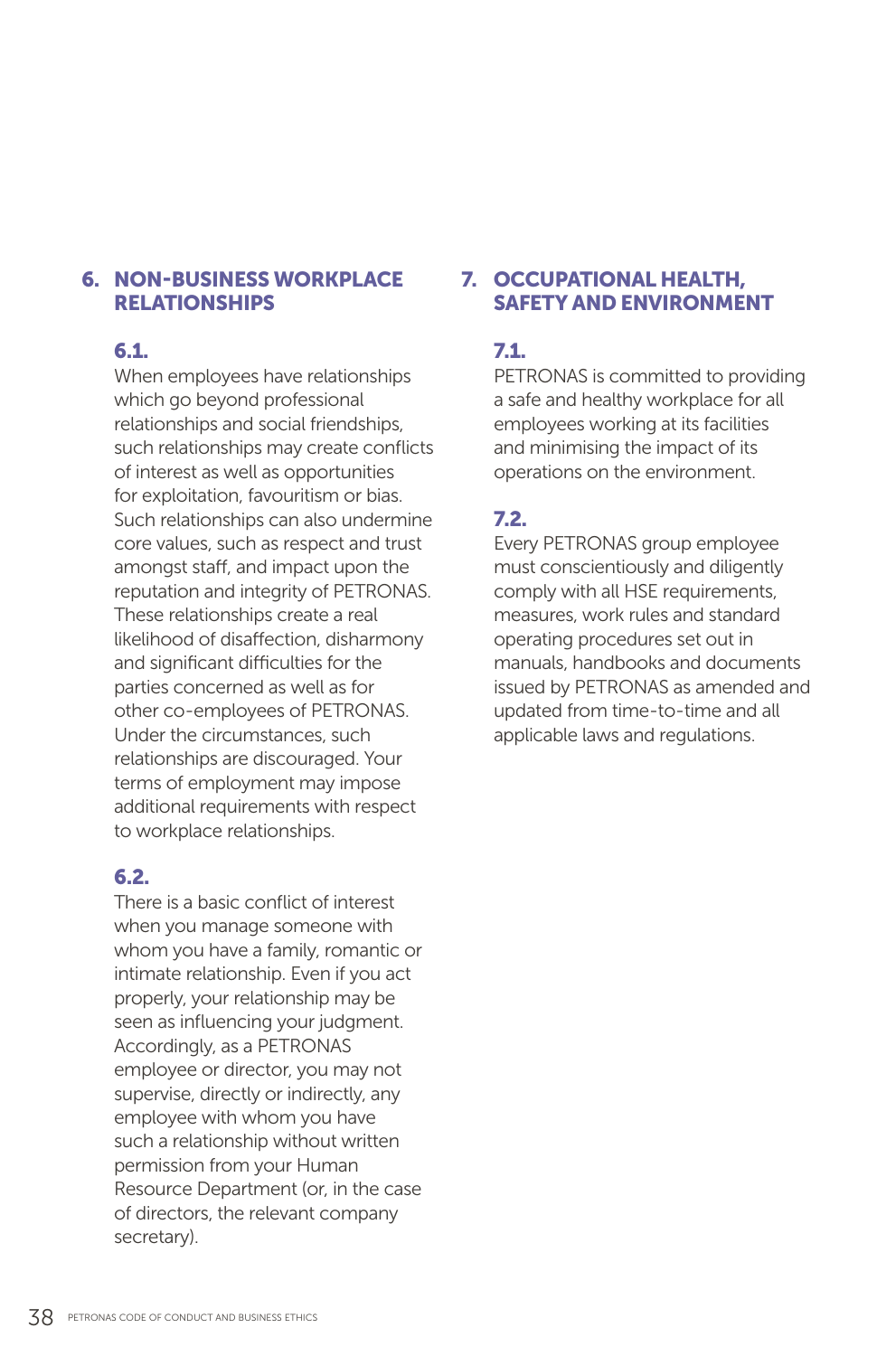## 6. NON-BUSINESS WORKPLACE RELATIONSHIPS

### 6.1.

When employees have relationships which go beyond professional relationships and social friendships, such relationships may create conflicts of interest as well as opportunities for exploitation, favouritism or bias. Such relationships can also undermine core values, such as respect and trust amongst staff, and impact upon the reputation and integrity of PETRONAS. These relationships create a real likelihood of disaffection, disharmony and significant difficulties for the parties concerned as well as for other co-employees of PETRONAS. Under the circumstances, such relationships are discouraged. Your terms of employment may impose additional requirements with respect to workplace relationships.

### 6.2.

There is a basic conflict of interest when you manage someone with whom you have a family, romantic or intimate relationship. Even if you act properly, your relationship may be seen as influencing your judgment. Accordingly, as a PETRONAS employee or director, you may not supervise, directly or indirectly, any employee with whom you have such a relationship without written permission from your Human Resource Department (or, in the case of directors, the relevant company secretary).

## 7. OCCUPATIONAL HEALTH, SAFETY AND ENVIRONMENT

### 7.1.

PETRONAS is committed to providing a safe and healthy workplace for all employees working at its facilities and minimising the impact of its operations on the environment.

### 7.2.

Every PETRONAS group employee must conscientiously and diligently comply with all HSE requirements, measures, work rules and standard operating procedures set out in manuals, handbooks and documents issued by PETRONAS as amended and updated from time-to-time and all applicable laws and regulations.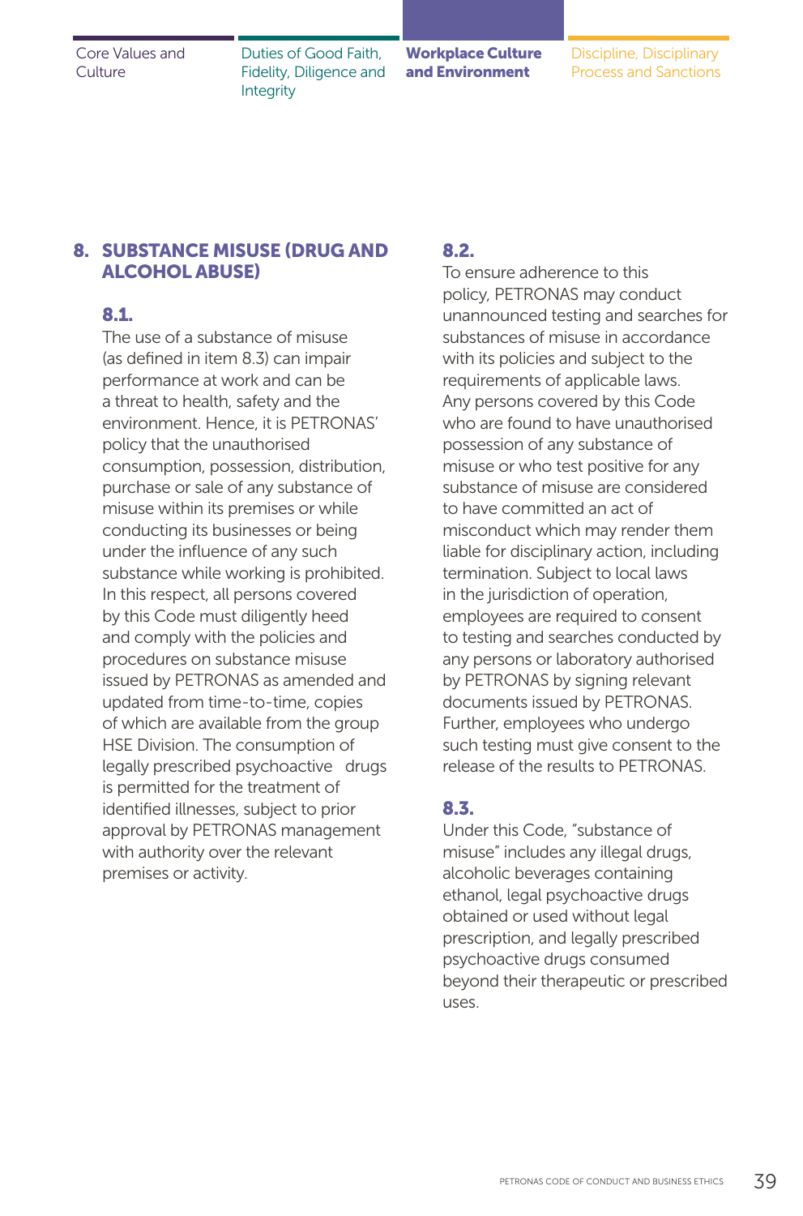## 8. SUBSTANCE MISUSE (DRUG AND ALCOHOL ABUSE)

### 8.1.

The use of a substance of misuse (as defined in item 8.3) can impair performance at work and can be a threat to health, safety and the environment. Hence, it is PETRONAS' policy that the unauthorised consumption, possession, distribution, purchase or sale of any substance of misuse within its premises or while conducting its businesses or being under the influence of any such substance while working is prohibited. In this respect, all persons covered by this Code must diligently heed and comply with the policies and procedures on substance misuse issued by PETRONAS as amended and updated from time-to-time, copies of which are available from the group HSE Division. The consumption of legally prescribed psychoactive drugs is permitted for the treatment of identified illnesses, subject to prior approval by PETRONAS management with authority over the relevant premises or activity.

### 8.2.

To ensure adherence to this policy, PETRONAS may conduct unannounced testing and searches for substances of misuse in accordance with its policies and subject to the requirements of applicable laws. Any persons covered by this Code who are found to have unauthorised possession of any substance of misuse or who test positive for any substance of misuse are considered to have committed an act of misconduct which may render them liable for disciplinary action, including termination. Subject to local laws in the jurisdiction of operation, employees are required to consent to testing and searches conducted by any persons or laboratory authorised by PETRONAS by signing relevant documents issued by PETRONAS. Further, employees who undergo such testing must give consent to the release of the results to PETRONAS.

### 8.3.

Under this Code, "substance of misuse" includes any illegal drugs, alcoholic beverages containing ethanol, legal psychoactive drugs obtained or used without legal prescription, and legally prescribed psychoactive drugs consumed beyond their therapeutic or prescribed uses.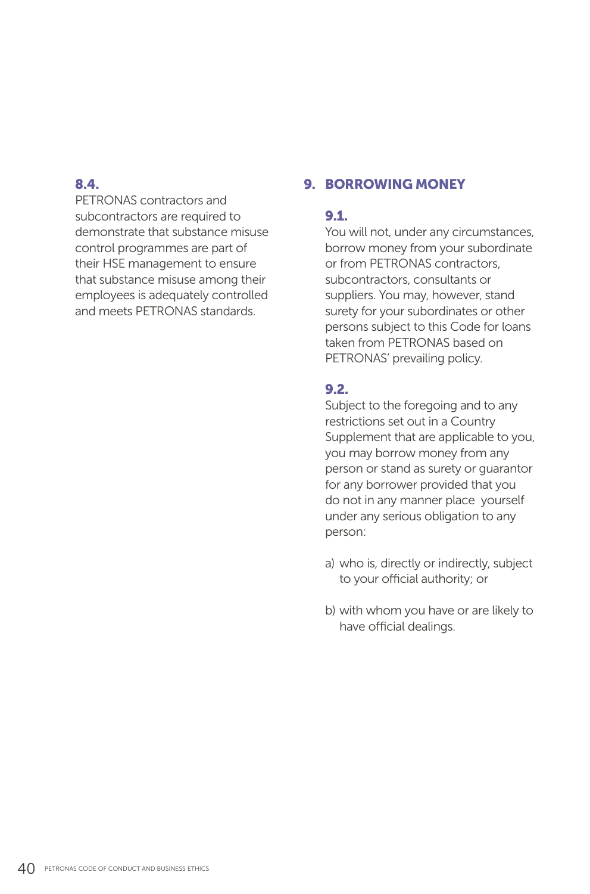### 8.4.

PETRONAS contractors and subcontractors are required to demonstrate that substance misuse control programmes are part of their HSE management to ensure that substance misuse among their employees is adequately controlled and meets PETRONAS standards.

## 9. BORROWING MONEY

### 9.1.

You will not, under any circumstances, borrow money from your subordinate or from PETRONAS contractors, subcontractors, consultants or suppliers. You may, however, stand surety for your subordinates or other persons subject to this Code for loans taken from PETRONAS based on PETRONAS' prevailing policy.

### 9.2.

Subject to the foregoing and to any restrictions set out in a Country Supplement that are applicable to you, you may borrow money from any person or stand as surety or guarantor for any borrower provided that you do not in any manner place yourself under any serious obligation to any person:

a) who is, directly or indirectly, subject to your official authority; or

b) with whom you have or are likely to have official dealings.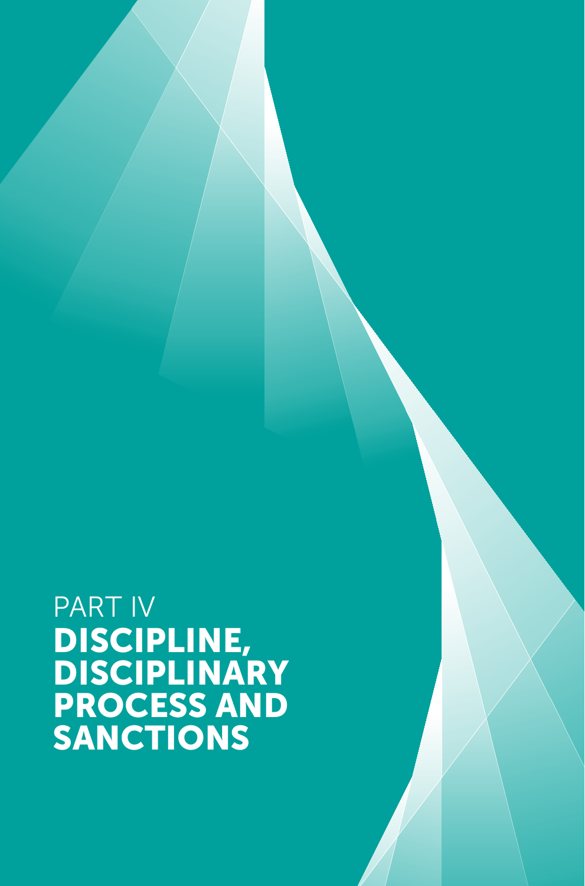# PART IV
# DISCIPLINE, DISCIPLINARY PROCESS AND SANCTIONS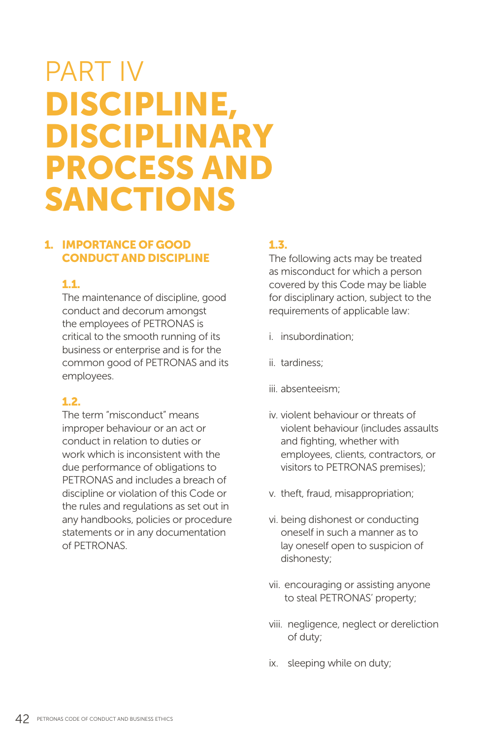# PART IV DISCIPLINE, DISCIPLINARY PROCESS AND SANCTIONS

## 1. IMPORTANCE OF GOOD CONDUCT AND DISCIPLINE

### 1.1.

The maintenance of discipline, good conduct and decorum amongst the employees of PETRONAS is critical to the smooth running of its business or enterprise and is for the common good of PETRONAS and its employees.

### 1.2.

The term "misconduct" means improper behaviour or an act or conduct in relation to duties or work which is inconsistent with the due performance of obligations to PETRONAS and includes a breach of discipline or violation of this Code or the rules and regulations as set out in any handbooks, policies or procedure statements or in any documentation of PETRONAS.

### 1.3.

The following acts may be treated as misconduct for which a person covered by this Code may be liable for disciplinary action, subject to the requirements of applicable law:

i. insubordination;

ii. tardiness;

iii. absenteeism;

iv. violent behaviour or threats of violent behaviour (includes assaults and fighting, whether with employees, clients, contractors, or visitors to PETRONAS premises);

v. theft, fraud, misappropriation;

vi. being dishonest or conducting oneself in such a manner as to lay oneself open to suspicion of dishonesty;

vii. encouraging or assisting anyone to steal PETRONAS' property;

viii. negligence, neglect or dereliction of duty;

ix. sleeping while on duty;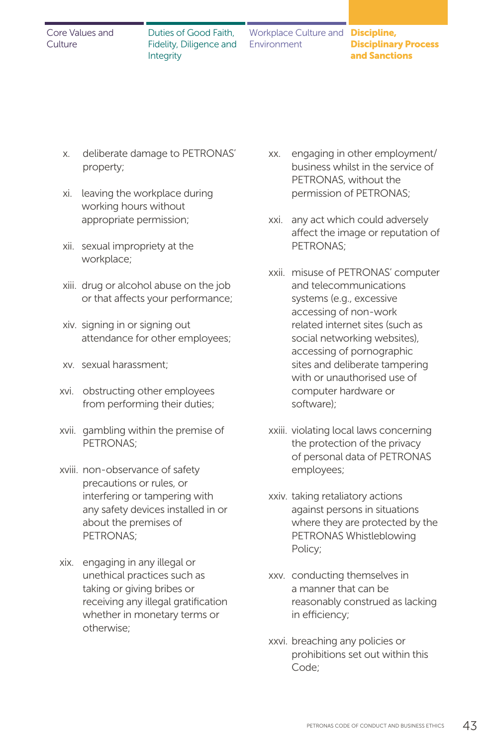x. deliberate damage to PETRONAS' property;

xi. leaving the workplace during working hours without appropriate permission;

xii. sexual impropriety at the workplace;

xiii. drug or alcohol abuse on the job or that affects your performance;

xiv. signing in or signing out attendance for other employees;

xv. sexual harassment;

xvi. obstructing other employees from performing their duties;

xvii. gambling within the premise of PETRONAS;

xviii. non-observance of safety precautions or rules, or interfering or tampering with any safety devices installed in or about the premises of PETRONAS;

xix. engaging in any illegal or unethical practices such as taking or giving bribes or receiving any illegal gratification whether in monetary terms or otherwise;

xx. engaging in other employment/ business whilst in the service of PETRONAS, without the permission of PETRONAS;

xxi. any act which could adversely affect the image or reputation of PETRONAS;

xxii. misuse of PETRONAS' computer and telecommunications systems (e.g., excessive accessing of non-work related internet sites (such as social networking websites), accessing of pornographic sites and deliberate tampering with or unauthorised use of computer hardware or software);

xxiii. violating local laws concerning the protection of the privacy of personal data of PETRONAS employees;

xxiv. taking retaliatory actions against persons in situations where they are protected by the PETRONAS Whistleblowing Policy;

xxv. conducting themselves in a manner that can be reasonably construed as lacking in efficiency;

xxvi. breaching any policies or prohibitions set out within this Code;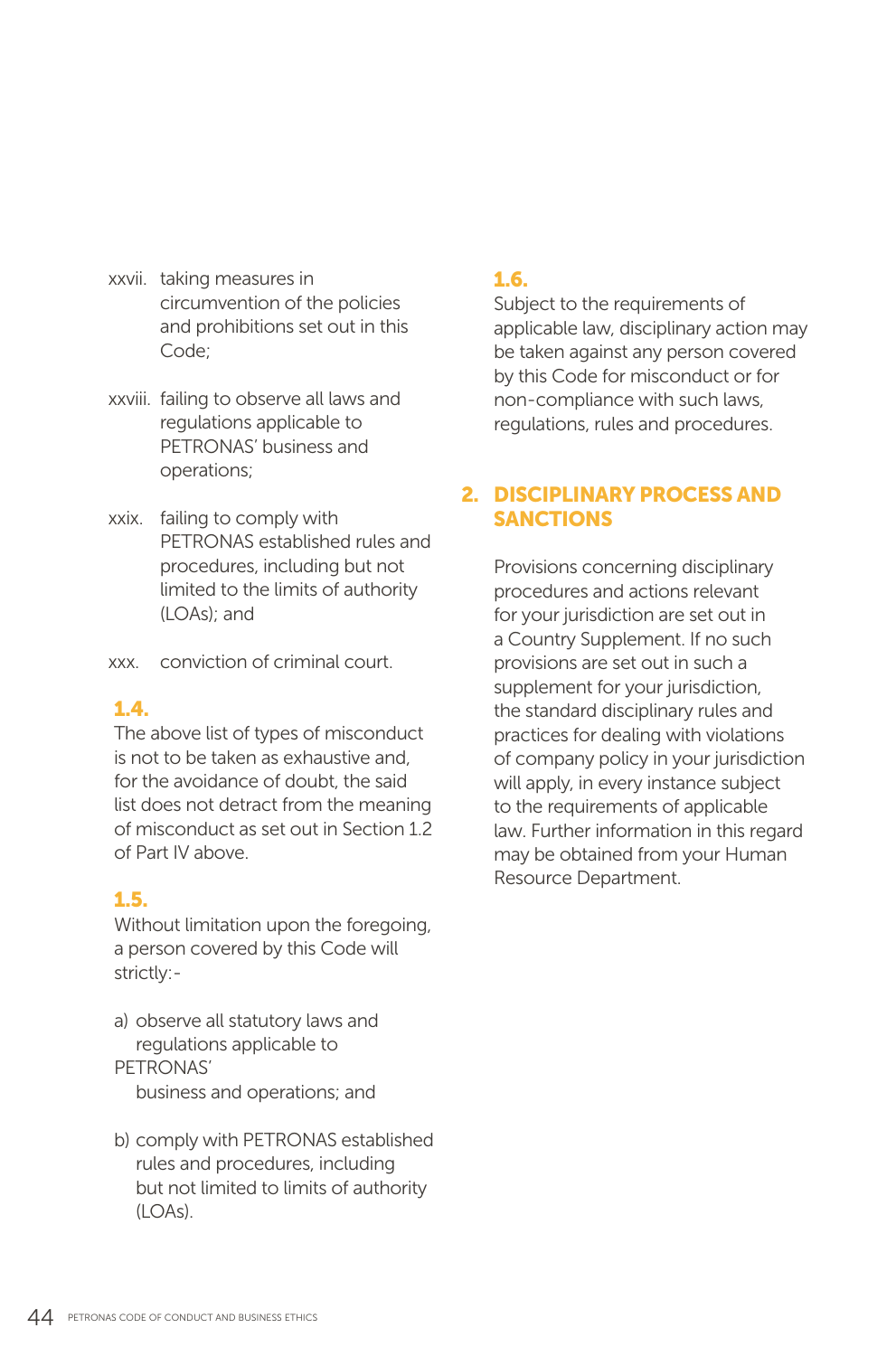xxvii. taking measures in circumvention of the policies and prohibitions set out in this Code;

xxviii. failing to observe all laws and regulations applicable to PETRONAS' business and operations;

xxix. failing to comply with PETRONAS established rules and procedures, including but not limited to the limits of authority (LOAs); and

xxx. conviction of criminal court.

**1.4.**
The above list of types of misconduct is not to be taken as exhaustive and, for the avoidance of doubt, the said list does not detract from the meaning of misconduct as set out in Section 1.2 of Part IV above.

**1.5.**
Without limitation upon the foregoing, a person covered by this Code will strictly:-

a) observe all statutory laws and regulations applicable to PETRONAS' business and operations; and

b) comply with PETRONAS established rules and procedures, including but not limited to limits of authority (LOAs).

**1.6.**
Subject to the requirements of applicable law, disciplinary action may be taken against any person covered by this Code for misconduct or for non-compliance with such laws, regulations, rules and procedures.

## 2. DISCIPLINARY PROCESS AND SANCTIONS

Provisions concerning disciplinary procedures and actions relevant for your jurisdiction are set out in a Country Supplement. If no such provisions are set out in such a supplement for your jurisdiction, the standard disciplinary rules and practices for dealing with violations of company policy in your jurisdiction will apply, in every instance subject to the requirements of applicable law. Further information in this regard may be obtained from your Human Resource Department.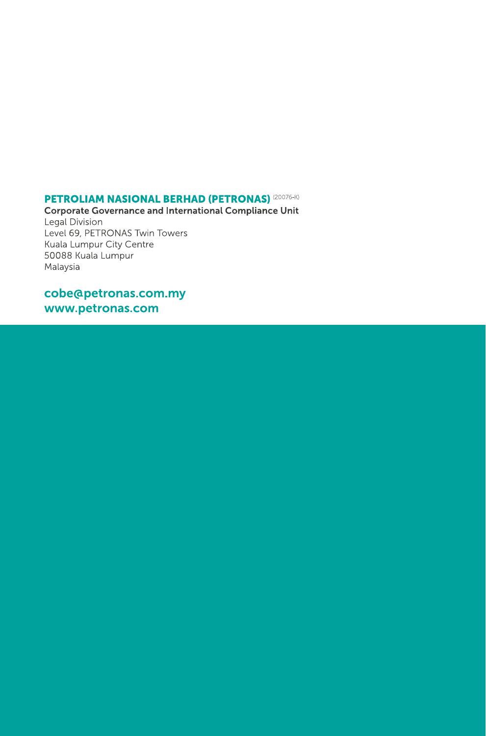**PETROLIAM NASIONAL BERHAD (PETRONAS)** (20076-K)

**Corporate Governance and International Compliance Unit**

Legal Division
Level 69, PETRONAS Twin Towers
Kuala Lumpur City Centre
50088 Kuala Lumpur
Malaysia

cobe@petronas.com.my
www.petronas.com